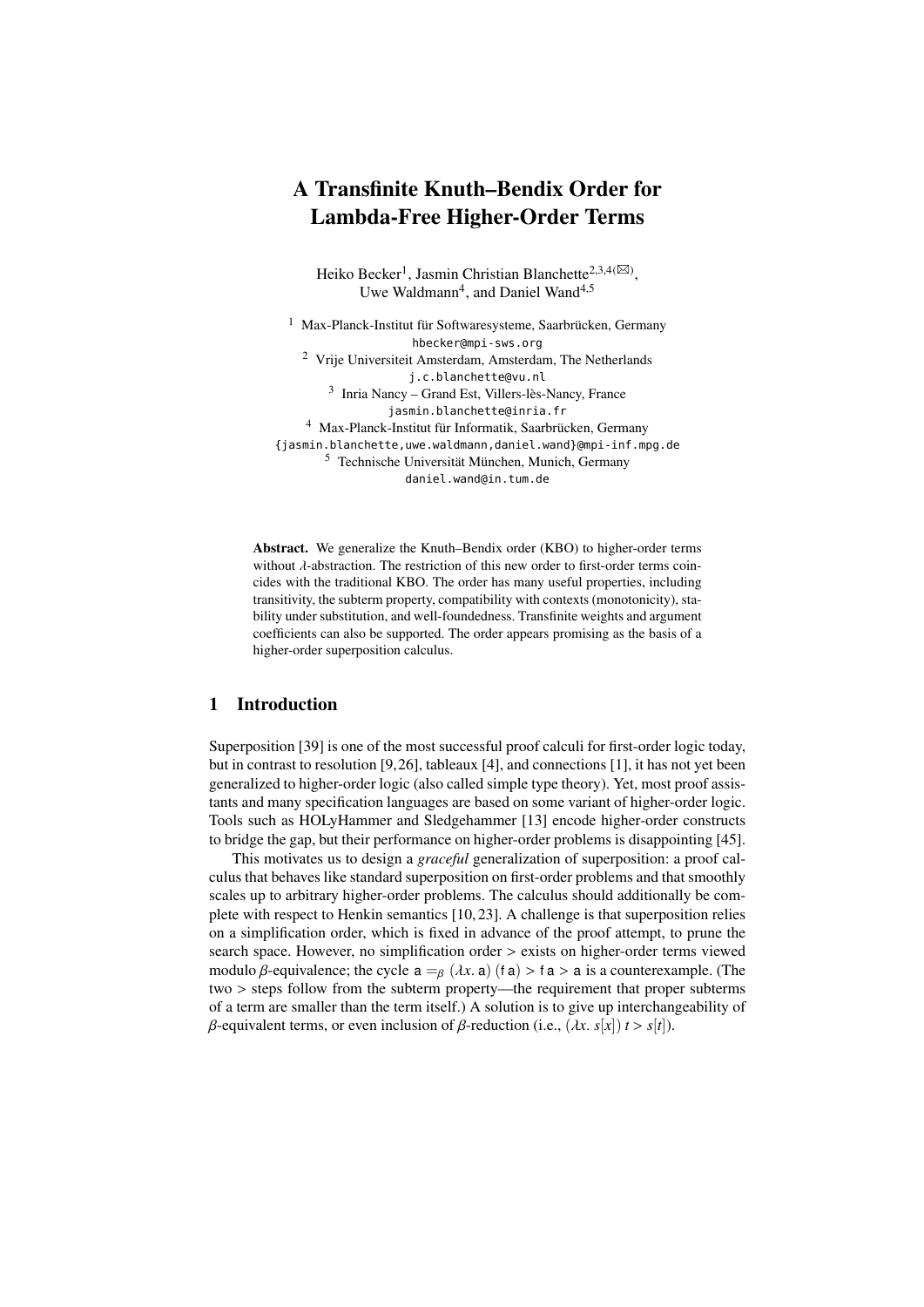# A Transfinite Knuth–Bendix Order for Lambda-Free Higher-Order Terms

Heiko Becker[1], Jasmin Christian Blanchette[2,3,4(✉)], Uwe Waldmann[4], and Daniel Wand[4,5]

[1] Max-Planck-Institut für Softwaresysteme, Saarbrücken, Germany
hbecker@mpi-sws.org

[2] Vrije Universiteit Amsterdam, Amsterdam, The Netherlands
j.c.blanchette@vu.nl

[3] Inria Nancy – Grand Est, Villers-lès-Nancy, France
jasmin.blanchette@inria.fr

[4] Max-Planck-Institut für Informatik, Saarbrücken, Germany
{jasmin.blanchette,uwe.waldmann,daniel.wand}@mpi-inf.mpg.de

[5] Technische Universität München, Munich, Germany
daniel.wand@in.tum.de

**Abstract.** We generalize the Knuth–Bendix order (KBO) to higher-order terms without $\lambda$-abstraction. The restriction of this new order to first-order terms coincides with the traditional KBO. The order has many useful properties, including transitivity, the subterm property, compatibility with contexts (monotonicity), stability under substitution, and well-foundedness. Transfinite weights and argument coefficients can also be supported. The order appears promising as the basis of a higher-order superposition calculus.

## 1 Introduction

Superposition [39] is one of the most successful proof calculi for first-order logic today, but in contrast to resolution [9,26], tableaux [4], and connections [1], it has not yet been generalized to higher-order logic (also called simple type theory). Yet, most proof assistants and many specification languages are based on some variant of higher-order logic. Tools such as HOLyHammer and Sledgehammer [13] encode higher-order constructs to bridge the gap, but their performance on higher-order problems is disappointing [45].

This motivates us to design a *graceful* generalization of superposition: a proof calculus that behaves like standard superposition on first-order problems and that smoothly scales up to arbitrary higher-order problems. The calculus should additionally be complete with respect to Henkin semantics [10,23]. A challenge is that superposition relies on a simplification order, which is fixed in advance of the proof attempt, to prune the search space. However, no simplification order $>$ exists on higher-order terms viewed modulo $\beta$-equivalence; the cycle $\mathsf{a} =_\beta (\lambda x.\, \mathsf{a})\, (\mathsf{f}\, \mathsf{a}) > \mathsf{f}\, \mathsf{a} > \mathsf{a}$ is a counterexample. (The two $>$ steps follow from the subterm property—the requirement that proper subterms of a term are smaller than the term itself.) A solution is to give up interchangeability of $\beta$-equivalent terms, or even inclusion of $\beta$-reduction (i.e., $(\lambda x.\, s[x])\, t > s[t]$).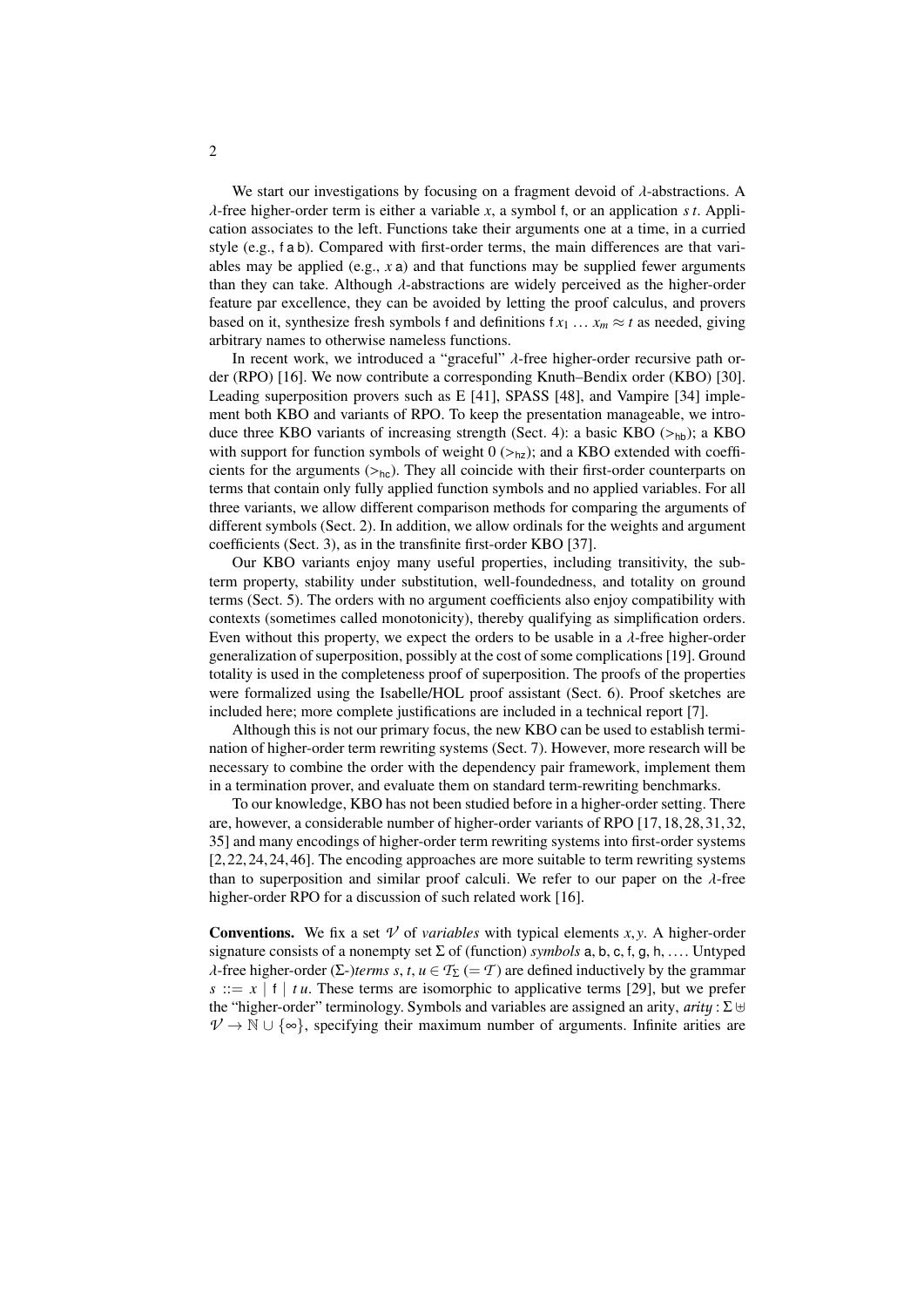We start our investigations by focusing on a fragment devoid of $\lambda$-abstractions. A $\lambda$-free higher-order term is either a variable $x$, a symbol $\mathsf{f}$, or an application $s\,t$. Application associates to the left. Functions take their arguments one at a time, in a curried style (e.g., $\mathsf{f\,a\,b}$). Compared with first-order terms, the main differences are that variables may be applied (e.g., $x\,\mathsf{a}$) and that functions may be supplied fewer arguments than they can take. Although $\lambda$-abstractions are widely perceived as the higher-order feature par excellence, they can be avoided by letting the proof calculus, and provers based on it, synthesize fresh symbols $\mathsf{f}$ and definitions $\mathsf{f}\,x_1\,\ldots\,x_m \approx t$ as needed, giving arbitrary names to otherwise nameless functions.

In recent work, we introduced a "graceful" $\lambda$-free higher-order recursive path order (RPO) [16]. We now contribute a corresponding Knuth–Bendix order (KBO) [30]. Leading superposition provers such as E [41], SPASS [48], and Vampire [34] implement both KBO and variants of RPO. To keep the presentation manageable, we introduce three KBO variants of increasing strength (Sect. 4): a basic KBO ($>_{\mathsf{hb}}$); a KBO with support for function symbols of weight 0 ($>_{\mathsf{hz}}$); and a KBO extended with coefficients for the arguments ($>_{\mathsf{hc}}$). They all coincide with their first-order counterparts on terms that contain only fully applied function symbols and no applied variables. For all three variants, we allow different comparison methods for comparing the arguments of different symbols (Sect. 2). In addition, we allow ordinals for the weights and argument coefficients (Sect. 3), as in the transfinite first-order KBO [37].

Our KBO variants enjoy many useful properties, including transitivity, the subterm property, stability under substitution, well-foundedness, and totality on ground terms (Sect. 5). The orders with no argument coefficients also enjoy compatibility with contexts (sometimes called monotonicity), thereby qualifying as simplification orders. Even without this property, we expect the orders to be usable in a $\lambda$-free higher-order generalization of superposition, possibly at the cost of some complications [19]. Ground totality is used in the completeness proof of superposition. The proofs of the properties were formalized using the Isabelle/HOL proof assistant (Sect. 6). Proof sketches are included here; more complete justifications are included in a technical report [7].

Although this is not our primary focus, the new KBO can be used to establish termination of higher-order term rewriting systems (Sect. 7). However, more research will be necessary to combine the order with the dependency pair framework, implement them in a termination prover, and evaluate them on standard term-rewriting benchmarks.

To our knowledge, KBO has not been studied before in a higher-order setting. There are, however, a considerable number of higher-order variants of RPO [17, 18, 28, 31, 32, 35] and many encodings of higher-order term rewriting systems into first-order systems [2, 22, 24, 24, 46]. The encoding approaches are more suitable to term rewriting systems than to superposition and similar proof calculi. We refer to our paper on the $\lambda$-free higher-order RPO for a discussion of such related work [16].

**Conventions.** We fix a set $\mathcal{V}$ of *variables* with typical elements $x, y$. A higher-order signature consists of a nonempty set $\Sigma$ of (function) *symbols* $\mathsf{a}, \mathsf{b}, \mathsf{c}, \mathsf{f}, \mathsf{g}, \mathsf{h}, \ldots$. Untyped $\lambda$-free higher-order ($\Sigma$-)*terms* $s, t, u \in \mathcal{T}_\Sigma$ ($= \mathcal{T}$) are defined inductively by the grammar $s ::= x \mid \mathsf{f} \mid t\,u$. These terms are isomorphic to applicative terms [29], but we prefer the "higher-order" terminology. Symbols and variables are assigned an arity, $\mathit{arity} : \Sigma \uplus \mathcal{V} \to \mathbb{N} \cup \{\infty\}$, specifying their maximum number of arguments. Infinite arities are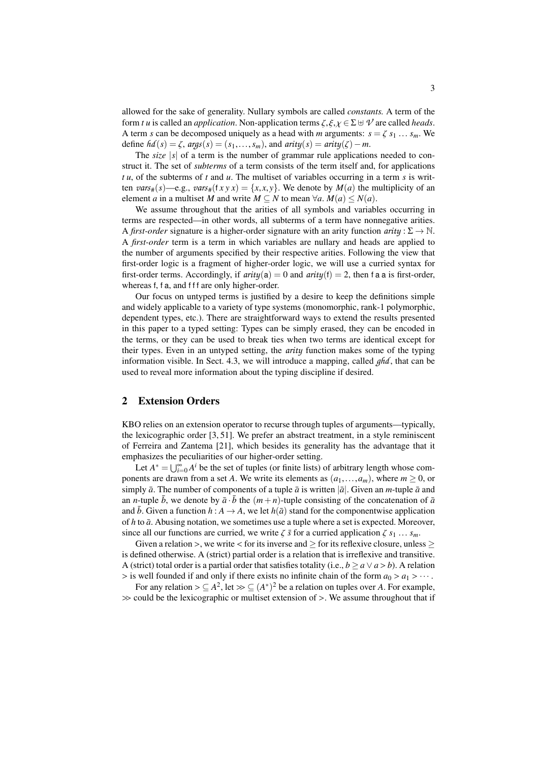allowed for the sake of generality. Nullary symbols are called *constants.* A term of the form $t\ u$ is called an *application*. Non-application terms $\zeta, \xi, \chi \in \Sigma \uplus \mathcal{V}$ are called *heads*. A term $s$ can be decomposed uniquely as a head with $m$ arguments: $s = \zeta\ s_1\ \ldots\ s_m$. We define $\mathit{hd}(s) = \zeta$, $\mathit{args}(s) = (s_1, \ldots, s_m)$, and $\mathit{arity}(s) = \mathit{arity}(\zeta) - m$.

The *size* $|s|$ of a term is the number of grammar rule applications needed to construct it. The set of *subterms* of a term consists of the term itself and, for applications $t\ u$, of the subterms of $t$ and $u$. The multiset of variables occurring in a term $s$ is written $\mathit{vars}_\#(s)$—e.g., $\mathit{vars}_\#(\mathsf{f}\ x\ y\ x) = \{x, x, y\}$. We denote by $M(a)$ the multiplicity of an element $a$ in a multiset $M$ and write $M \subseteq N$ to mean $\forall a.\ M(a) \leq N(a)$.

We assume throughout that the arities of all symbols and variables occurring in terms are respected—in other words, all subterms of a term have nonnegative arities. A *first-order* signature is a higher-order signature with an arity function $\mathit{arity} : \Sigma \to \mathbb{N}$. A *first-order* term is a term in which variables are nullary and heads are applied to the number of arguments specified by their respective arities. Following the view that first-order logic is a fragment of higher-order logic, we will use a curried syntax for first-order terms. Accordingly, if $\mathit{arity}(\mathsf{a}) = 0$ and $\mathit{arity}(\mathsf{f}) = 2$, then $\mathsf{f\ a\ a}$ is first-order, whereas $\mathsf{f}$, $\mathsf{f\ a}$, and $\mathsf{f\ f\ f}$ are only higher-order.

Our focus on untyped terms is justified by a desire to keep the definitions simple and widely applicable to a variety of type systems (monomorphic, rank-1 polymorphic, dependent types, etc.). There are straightforward ways to extend the results presented in this paper to a typed setting: Types can be simply erased, they can be encoded in the terms, or they can be used to break ties when two terms are identical except for their types. Even in an untyped setting, the *arity* function makes some of the typing information visible. In Sect. 4.3, we will introduce a mapping, called $\mathit{ghd}$, that can be used to reveal more information about the typing discipline if desired.

## 2 Extension Orders

KBO relies on an extension operator to recurse through tuples of arguments—typically, the lexicographic order [3, 51]. We prefer an abstract treatment, in a style reminiscent of Ferreira and Zantema [21], which besides its generality has the advantage that it emphasizes the peculiarities of our higher-order setting.

Let $A^* = \bigcup_{i=0}^{\infty} A^i$ be the set of tuples (or finite lists) of arbitrary length whose components are drawn from a set $A$. We write its elements as $(a_1, \ldots, a_m)$, where $m \geq 0$, or simply $\bar{a}$. The number of components of a tuple $\bar{a}$ is written $|\bar{a}|$. Given an $m$-tuple $\bar{a}$ and an $n$-tuple $\bar{b}$, we denote by $\bar{a} \cdot \bar{b}$ the $(m+n)$-tuple consisting of the concatenation of $\bar{a}$ and $\bar{b}$. Given a function $h : A \to A$, we let $h(\bar{a})$ stand for the componentwise application of $h$ to $\bar{a}$. Abusing notation, we sometimes use a tuple where a set is expected. Moreover, since all our functions are curried, we write $\zeta\ \bar{s}$ for a curried application $\zeta\ s_1\ \ldots\ s_m$.

Given a relation $>$, we write $<$ for its inverse and $\geq$ for its reflexive closure, unless $\geq$ is defined otherwise. A (strict) partial order is a relation that is irreflexive and transitive. A (strict) total order is a partial order that satisfies totality (i.e., $b \geq a \vee a > b$). A relation $>$ is well founded if and only if there exists no infinite chain of the form $a_0 > a_1 > \cdots$.

For any relation $> \subseteq A^2$, let $\gg \subseteq (A^*)^2$ be a relation on tuples over $A$. For example, $\gg$ could be the lexicographic or multiset extension of $>$. We assume throughout that if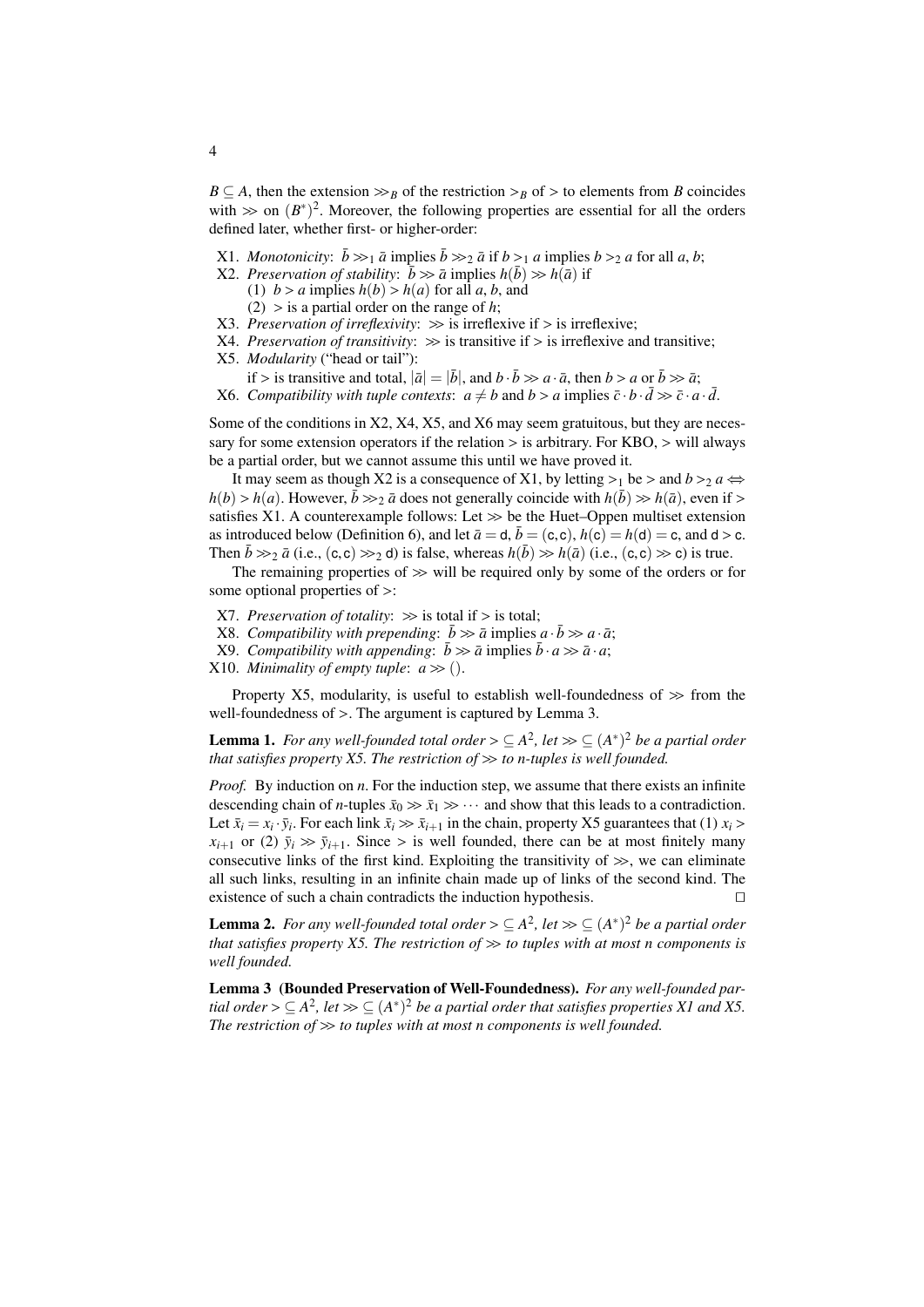$B \subseteq A$, then the extension $\gg_B$ of the restriction $>_B$ of $>$ to elements from $B$ coincides with $\gg$ on $(B^*)^2$. Moreover, the following properties are essential for all the orders defined later, whether first- or higher-order:

- X1. *Monotonicity*: $\bar{b} \gg_1 \bar{a}$ implies $\bar{b} \gg_2 \bar{a}$ if $b >_1 a$ implies $b >_2 a$ for all $a$, $b$;
- X2. *Preservation of stability*: $\bar{b} \gg \bar{a}$ implies $h(\bar{b}) \gg h(\bar{a})$ if
  - (1) $b > a$ implies $h(b) > h(a)$ for all $a$, $b$, and
  - (2) $>$ is a partial order on the range of $h$;
- X3. *Preservation of irreflexivity*: $\gg$ is irreflexive if $>$ is irreflexive;
- X4. *Preservation of transitivity*: $\gg$ is transitive if $>$ is irreflexive and transitive;
- X5. *Modularity* ("head or tail"):
  if $>$ is transitive and total, $|\bar{a}| = |\bar{b}|$, and $b \cdot \bar{b} \gg a \cdot \bar{a}$, then $b > a$ or $\bar{b} \gg \bar{a}$;
- X6. *Compatibility with tuple contexts*: $a \neq b$ and $b > a$ implies $\bar{c} \cdot b \cdot \bar{d} \gg \bar{c} \cdot a \cdot \bar{d}$.

Some of the conditions in X2, X4, X5, and X6 may seem gratuitous, but they are necessary for some extension operators if the relation $>$ is arbitrary. For KBO, $>$ will always be a partial order, but we cannot assume this until we have proved it.

It may seem as though X2 is a consequence of X1, by letting $>_1$ be $>$ and $b >_2 a \Leftrightarrow h(b) > h(a)$. However, $\bar{b} \gg_2 \bar{a}$ does not generally coincide with $h(\bar{b}) \gg h(\bar{a})$, even if $>$ satisfies X1. A counterexample follows: Let $\gg$ be the Huet–Oppen multiset extension as introduced below (Definition 6), and let $\bar{a} = \mathsf{d}$, $\bar{b} = (\mathsf{c}, \mathsf{c})$, $h(\mathsf{c}) = h(\mathsf{d}) = \mathsf{c}$, and $\mathsf{d} > \mathsf{c}$. Then $\bar{b} \gg_2 \bar{a}$ (i.e., $(\mathsf{c}, \mathsf{c}) \gg_2 \mathsf{d}$) is false, whereas $h(\bar{b}) \gg h(\bar{a})$ (i.e., $(\mathsf{c}, \mathsf{c}) \gg \mathsf{c}$) is true.

The remaining properties of $\gg$ will be required only by some of the orders or for some optional properties of $>$:

- X7. *Preservation of totality*: $\gg$ is total if $>$ is total;
- X8. *Compatibility with prepending*: $\bar{b} \gg \bar{a}$ implies $a \cdot \bar{b} \gg a \cdot \bar{a}$;
- X9. *Compatibility with appending*: $\bar{b} \gg \bar{a}$ implies $\bar{b} \cdot a \gg \bar{a} \cdot a$;
- X10. *Minimality of empty tuple*: $a \gg ()$.

Property X5, modularity, is useful to establish well-foundedness of $\gg$ from the well-foundedness of $>$. The argument is captured by Lemma 3.

**Lemma 1.** *For any well-founded total order $> \subseteq A^2$, let $\gg \subseteq (A^*)^2$ be a partial order that satisfies property X5. The restriction of $\gg$ to $n$-tuples is well founded.*

*Proof.* By induction on $n$. For the induction step, we assume that there exists an infinite descending chain of $n$-tuples $\bar{x}_0 \gg \bar{x}_1 \gg \cdots$ and show that this leads to a contradiction. Let $\bar{x}_i = x_i \cdot \bar{y}_i$. For each link $\bar{x}_i \gg \bar{x}_{i+1}$ in the chain, property X5 guarantees that (1) $x_i > x_{i+1}$ or (2) $\bar{y}_i \gg \bar{y}_{i+1}$. Since $>$ is well founded, there can be at most finitely many consecutive links of the first kind. Exploiting the transitivity of $\gg$, we can eliminate all such links, resulting in an infinite chain made up of links of the second kind. The existence of such a chain contradicts the induction hypothesis. □

**Lemma 2.** *For any well-founded total order $> \subseteq A^2$, let $\gg \subseteq (A^*)^2$ be a partial order that satisfies property X5. The restriction of $\gg$ to tuples with at most $n$ components is well founded.*

**Lemma 3 (Bounded Preservation of Well-Foundedness).** *For any well-founded partial order $> \subseteq A^2$, let $\gg \subseteq (A^*)^2$ be a partial order that satisfies properties X1 and X5. The restriction of $\gg$ to tuples with at most $n$ components is well founded.*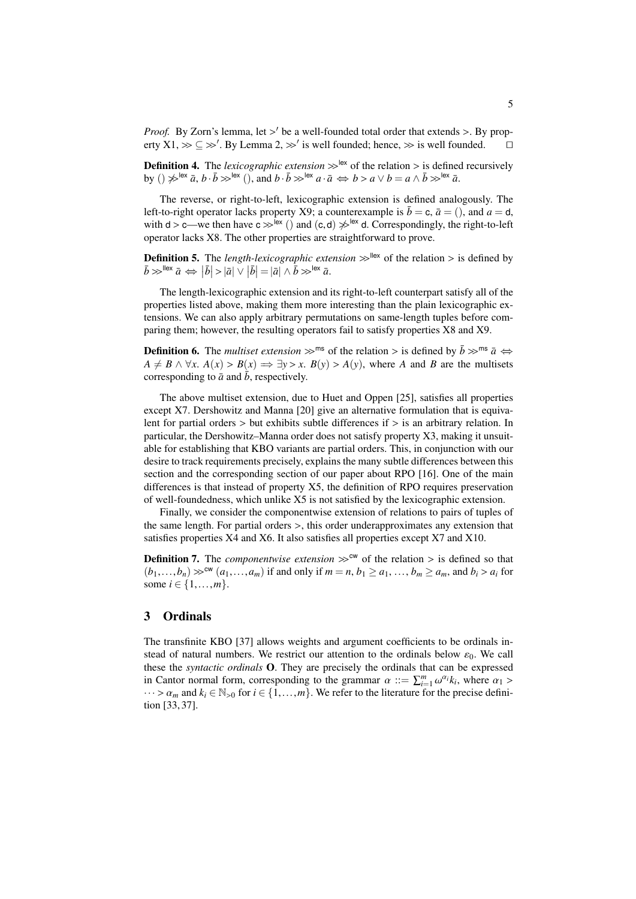*Proof.* By Zorn's lemma, let $>'$ be a well-founded total order that extends $>$. By property X1, $\gg \subseteq \gg'$. By Lemma 2, $\gg'$ is well founded; hence, $\gg$ is well founded. $\square$

**Definition 4.** The *lexicographic extension* $\gg^{\mathsf{lex}}$ of the relation $>$ is defined recursively by $() \not\gg^{\mathsf{lex}} \bar{a}$, $b \cdot \bar{b} \gg^{\mathsf{lex}} ()$, and $b \cdot \bar{b} \gg^{\mathsf{lex}} a \cdot \bar{a} \iff b > a \lor b = a \land \bar{b} \gg^{\mathsf{lex}} \bar{a}$.

The reverse, or right-to-left, lexicographic extension is defined analogously. The left-to-right operator lacks property X9; a counterexample is $\bar{b} = \mathsf{c}$, $\bar{a} = ()$, and $a = \mathsf{d}$, with $\mathsf{d} > \mathsf{c}$—we then have $\mathsf{c} \gg^{\mathsf{lex}} ()$ and $(\mathsf{c}, \mathsf{d}) \not\gg^{\mathsf{lex}} \mathsf{d}$. Correspondingly, the right-to-left operator lacks X8. The other properties are straightforward to prove.

**Definition 5.** The *length-lexicographic extension* $\gg^{\mathsf{llex}}$ of the relation $>$ is defined by $\bar{b} \gg^{\mathsf{llex}} \bar{a} \iff |\bar{b}| > |\bar{a}| \lor |\bar{b}| = |\bar{a}| \land \bar{b} \gg^{\mathsf{lex}} \bar{a}$.

The length-lexicographic extension and its right-to-left counterpart satisfy all of the properties listed above, making them more interesting than the plain lexicographic extensions. We can also apply arbitrary permutations on same-length tuples before comparing them; however, the resulting operators fail to satisfy properties X8 and X9.

**Definition 6.** The *multiset extension* $\gg^{\mathsf{ms}}$ of the relation $>$ is defined by $\bar{b} \gg^{\mathsf{ms}} \bar{a} \iff A \neq B \land \forall x.\ A(x) > B(x) \implies \exists y > x.\ B(y) > A(y)$, where $A$ and $B$ are the multisets corresponding to $\bar{a}$ and $\bar{b}$, respectively.

The above multiset extension, due to Huet and Oppen [25], satisfies all properties except X7. Dershowitz and Manna [20] give an alternative formulation that is equivalent for partial orders $>$ but exhibits subtle differences if $>$ is an arbitrary relation. In particular, the Dershowitz–Manna order does not satisfy property X3, making it unsuitable for establishing that KBO variants are partial orders. This, in conjunction with our desire to track requirements precisely, explains the many subtle differences between this section and the corresponding section of our paper about RPO [16]. One of the main differences is that instead of property X5, the definition of RPO requires preservation of well-foundedness, which unlike X5 is not satisfied by the lexicographic extension.

Finally, we consider the componentwise extension of relations to pairs of tuples of the same length. For partial orders $>$, this order underapproximates any extension that satisfies properties X4 and X6. It also satisfies all properties except X7 and X10.

**Definition 7.** The *componentwise extension* $\gg^{\mathsf{cw}}$ of the relation $>$ is defined so that $(b_1, \ldots, b_n) \gg^{\mathsf{cw}} (a_1, \ldots, a_m)$ if and only if $m = n$, $b_1 \geq a_1$, $\ldots$, $b_m \geq a_m$, and $b_i > a_i$ for some $i \in \{1, \ldots, m\}$.

## 3 Ordinals

The transfinite KBO [37] allows weights and argument coefficients to be ordinals instead of natural numbers. We restrict our attention to the ordinals below $\varepsilon_0$. We call these the *syntactic ordinals* $\mathbf{O}$. They are precisely the ordinals that can be expressed in Cantor normal form, corresponding to the grammar $\alpha ::= \sum_{i=1}^{m} \omega^{\alpha_i} k_i$, where $\alpha_1 > \cdots > \alpha_m$ and $k_i \in \mathbb{N}_{>0}$ for $i \in \{1, \ldots, m\}$. We refer to the literature for the precise definition [33, 37].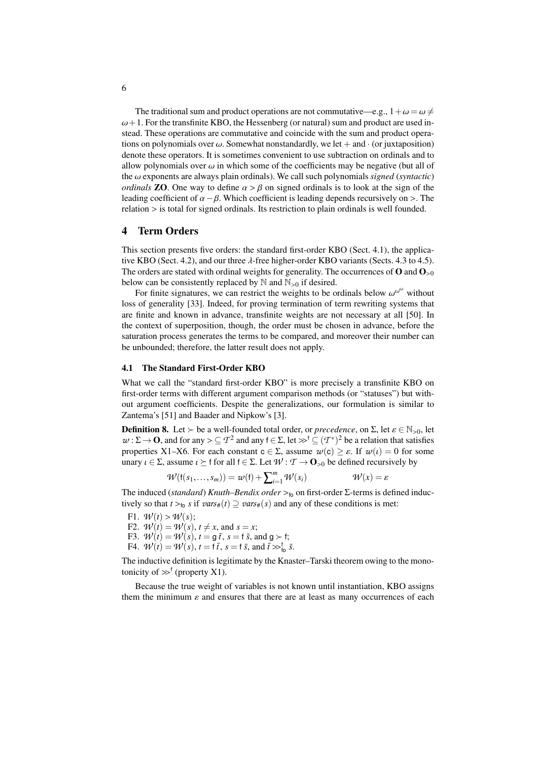The traditional sum and product operations are not commutative—e.g., $1 + \omega = \omega \neq \omega + 1$. For the transfinite KBO, the Hessenberg (or natural) sum and product are used instead. These operations are commutative and coincide with the sum and product operations on polynomials over $\omega$. Somewhat nonstandardly, we let $+$ and $\cdot$ (or juxtaposition) denote these operators. It is sometimes convenient to use subtraction on ordinals and to allow polynomials over $\omega$ in which some of the coefficients may be negative (but all of the $\omega$ exponents are always plain ordinals). We call such polynomials *signed* (*syntactic*) *ordinals* $\mathbf{ZO}$. One way to define $\alpha > \beta$ on signed ordinals is to look at the sign of the leading coefficient of $\alpha - \beta$. Which coefficient is leading depends recursively on $>$. The relation $>$ is total for signed ordinals. Its restriction to plain ordinals is well founded.

## 4 Term Orders

This section presents five orders: the standard first-order KBO (Sect. 4.1), the applicative KBO (Sect. 4.2), and our three $\lambda$-free higher-order KBO variants (Sects. 4.3 to 4.5). The orders are stated with ordinal weights for generality. The occurrences of $\mathbf{O}$ and $\mathbf{O}_{>0}$ below can be consistently replaced by $\mathbb{N}$ and $\mathbb{N}_{>0}$ if desired.

For finite signatures, we can restrict the weights to be ordinals below $\omega^{\omega^\omega}$ without loss of generality [33]. Indeed, for proving termination of term rewriting systems that are finite and known in advance, transfinite weights are not necessary at all [50]. In the context of superposition, though, the order must be chosen in advance, before the saturation process generates the terms to be compared, and moreover their number can be unbounded; therefore, the latter result does not apply.

### 4.1 The Standard First-Order KBO

What we call the "standard first-order KBO" is more precisely a transfinite KBO on first-order terms with different argument comparison methods (or "statuses") but without argument coefficients. Despite the generalizations, our formulation is similar to Zantema's [51] and Baader and Nipkow's [3].

**Definition 8.** Let $\succ$ be a well-founded total order, or *precedence*, on $\Sigma$, let $\varepsilon \in \mathbb{N}_{>0}$, let $w : \Sigma \to \mathbf{O}$, and for any $> \subseteq \mathcal{T}^2$ and any $\mathsf{f} \in \Sigma$, let $\gg^{\mathsf{f}} \subseteq (\mathcal{T}^*)^2$ be a relation that satisfies properties X1–X6. For each constant $\mathsf{c} \in \Sigma$, assume $w(\mathsf{c}) \geq \varepsilon$. If $w(\iota) = 0$ for some unary $\iota \in \Sigma$, assume $\iota \succeq \mathsf{f}$ for all $\mathsf{f} \in \Sigma$. Let $\mathcal{W} : \mathcal{T} \to \mathbf{O}_{>0}$ be defined recursively by

$$\mathcal{W}(\mathsf{f}(s_1, \ldots, s_m)) = w(\mathsf{f}) + \textstyle\sum_{i=1}^{m} \mathcal{W}(s_i) \qquad\qquad \mathcal{W}(x) = \varepsilon$$

The induced (*standard*) *Knuth–Bendix order* $>_{\mathsf{fo}}$ on first-order $\Sigma$-terms is defined inductively so that $t >_{\mathsf{fo}} s$ if $\mathit{vars}_\#(t) \supseteq \mathit{vars}_\#(s)$ and any of these conditions is met:

F1. $\mathcal{W}(t) > \mathcal{W}(s)$;
F2. $\mathcal{W}(t) = \mathcal{W}(s)$, $t \neq x$, and $s = x$;
F3. $\mathcal{W}(t) = \mathcal{W}(s)$, $t = \mathsf{g}\,\bar{t}$, $s = \mathsf{f}\,\bar{s}$, and $\mathsf{g} \succ \mathsf{f}$;
F4. $\mathcal{W}(t) = \mathcal{W}(s)$, $t = \mathsf{f}\,\bar{t}$, $s = \mathsf{f}\,\bar{s}$, and $\bar{t} \gg^{\mathsf{f}}_{\mathsf{fo}} \bar{s}$.

The inductive definition is legitimate by the Knaster–Tarski theorem owing to the monotonicity of $\gg^{\mathsf{f}}$ (property X1).

Because the true weight of variables is not known until instantiation, KBO assigns them the minimum $\varepsilon$ and ensures that there are at least as many occurrences of each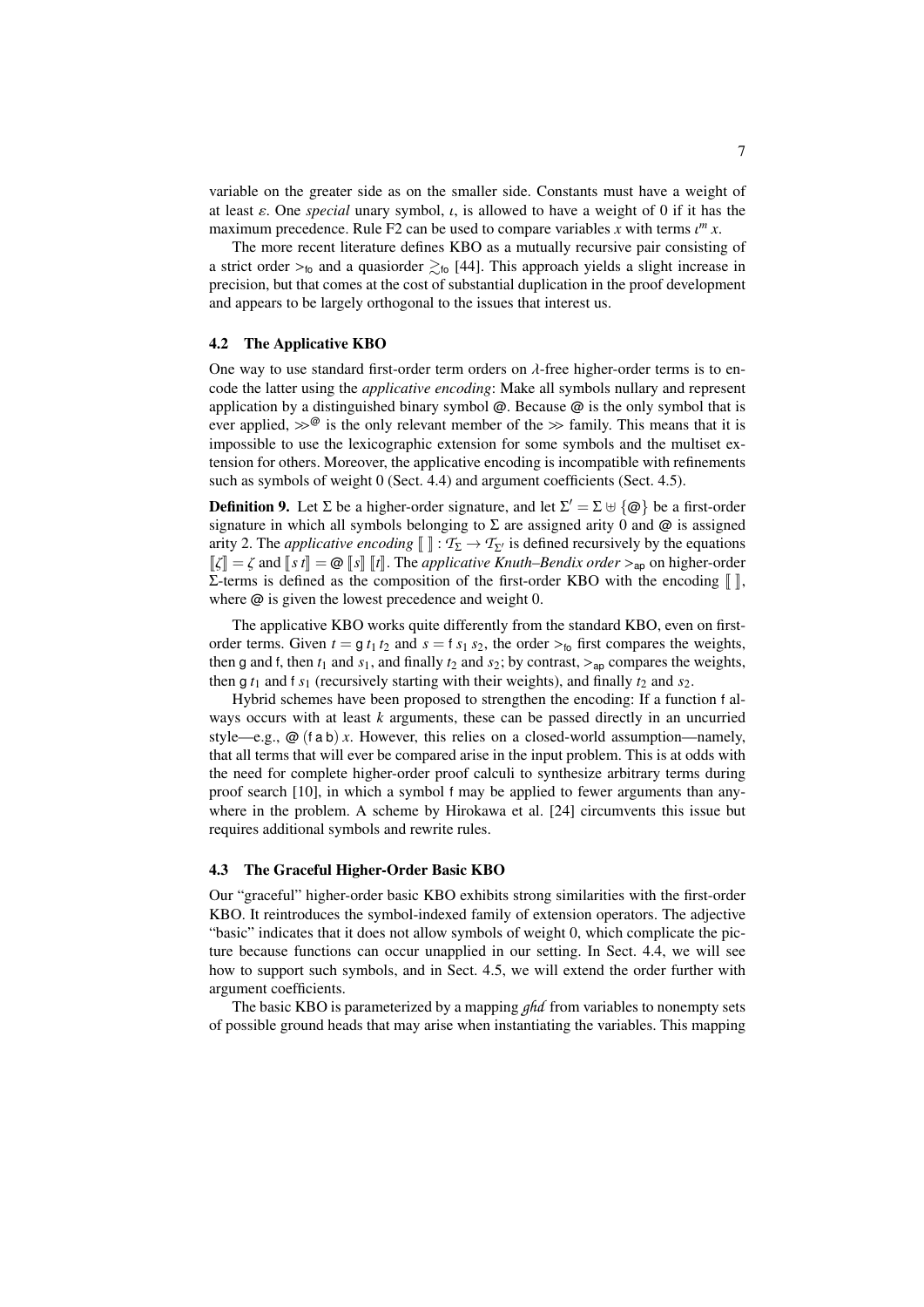variable on the greater side as on the smaller side. Constants must have a weight of at least $\varepsilon$. One *special* unary symbol, $\iota$, is allowed to have a weight of 0 if it has the maximum precedence. Rule F2 can be used to compare variables $x$ with terms $\iota^m\, x$.

The more recent literature defines KBO as a mutually recursive pair consisting of a strict order $>_{\mathsf{fo}}$ and a quasiorder $\gtrsim_{\mathsf{fo}}$ [44]. This approach yields a slight increase in precision, but that comes at the cost of substantial duplication in the proof development and appears to be largely orthogonal to the issues that interest us.

### 4.2 The Applicative KBO

One way to use standard first-order term orders on $\lambda$-free higher-order terms is to encode the latter using the *applicative encoding*: Make all symbols nullary and represent application by a distinguished binary symbol @. Because @ is the only symbol that is ever applied, $\gg^{@}$ is the only relevant member of the $\gg$ family. This means that it is impossible to use the lexicographic extension for some symbols and the multiset extension for others. Moreover, the applicative encoding is incompatible with refinements such as symbols of weight 0 (Sect. 4.4) and argument coefficients (Sect. 4.5).

**Definition 9.** Let $\Sigma$ be a higher-order signature, and let $\Sigma' = \Sigma \uplus \{@\}$ be a first-order signature in which all symbols belonging to $\Sigma$ are assigned arity 0 and @ is assigned arity 2. The *applicative encoding* $[\![\;]\!] : \mathcal{T}_\Sigma \to \mathcal{T}_{\Sigma'}$ is defined recursively by the equations $[\![\zeta]\!] = \zeta$ and $[\![s\ t]\!] = @\ [\![s]\!]\ [\![t]\!]$. The *applicative Knuth–Bendix order* $>_{\mathsf{ap}}$ on higher-order $\Sigma$-terms is defined as the composition of the first-order KBO with the encoding $[\![\;]\!]$, where @ is given the lowest precedence and weight 0.

The applicative KBO works quite differently from the standard KBO, even on first-order terms. Given $t = \mathsf{g}\ t_1\ t_2$ and $s = \mathsf{f}\ s_1\ s_2$, the order $>_{\mathsf{fo}}$ first compares the weights, then $\mathsf{g}$ and $\mathsf{f}$, then $t_1$ and $s_1$, and finally $t_2$ and $s_2$; by contrast, $>_{\mathsf{ap}}$ compares the weights, then $\mathsf{g}\ t_1$ and $\mathsf{f}\ s_1$ (recursively starting with their weights), and finally $t_2$ and $s_2$.

Hybrid schemes have been proposed to strengthen the encoding: If a function $\mathsf{f}$ always occurs with at least $k$ arguments, these can be passed directly in an uncurried style—e.g., $@\ (\mathsf{f}\ \mathsf{a}\ \mathsf{b})\ x$. However, this relies on a closed-world assumption—namely, that all terms that will ever be compared arise in the input problem. This is at odds with the need for complete higher-order proof calculi to synthesize arbitrary terms during proof search [10], in which a symbol $\mathsf{f}$ may be applied to fewer arguments than anywhere in the problem. A scheme by Hirokawa et al. [24] circumvents this issue but requires additional symbols and rewrite rules.

### 4.3 The Graceful Higher-Order Basic KBO

Our "graceful" higher-order basic KBO exhibits strong similarities with the first-order KBO. It reintroduces the symbol-indexed family of extension operators. The adjective "basic" indicates that it does not allow symbols of weight 0, which complicate the picture because functions can occur unapplied in our setting. In Sect. 4.4, we will see how to support such symbols, and in Sect. 4.5, we will extend the order further with argument coefficients.

The basic KBO is parameterized by a mapping $\mathcal{ghd}$ from variables to nonempty sets of possible ground heads that may arise when instantiating the variables. This mapping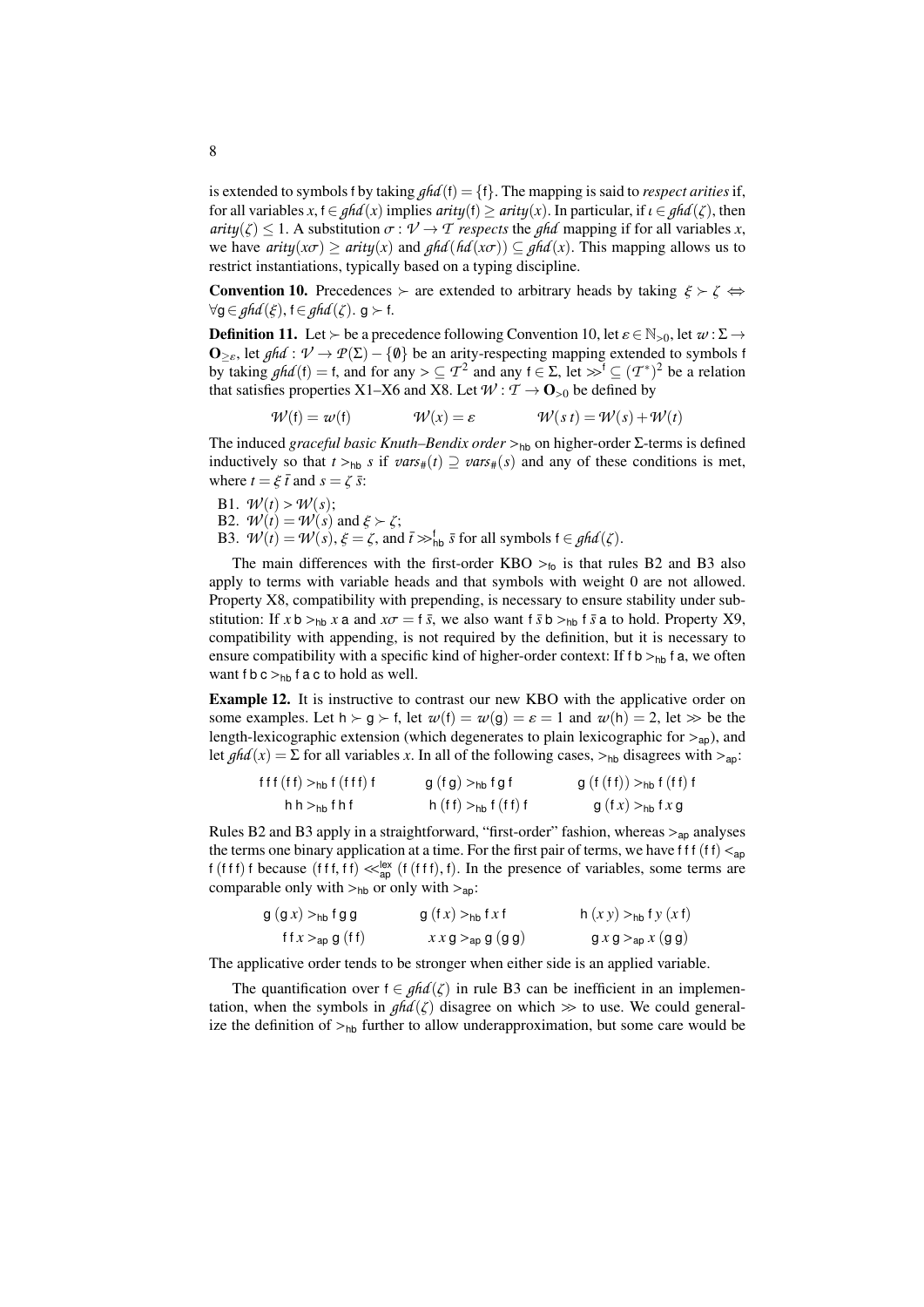is extended to symbols f by taking $\mathit{ghd}(\mathsf{f}) = \{\mathsf{f}\}$. The mapping is said to *respect arities* if, for all variables $x$, $\mathsf{f} \in \mathit{ghd}(x)$ implies $\mathit{arity}(\mathsf{f}) \geq \mathit{arity}(x)$. In particular, if $\iota \in \mathit{ghd}(\zeta)$, then $\mathit{arity}(\zeta) \leq 1$. A substitution $\sigma : \mathcal{V} \to \mathcal{T}$ *respects* the $\mathit{ghd}$ mapping if for all variables $x$, we have $\mathit{arity}(x\sigma) \geq \mathit{arity}(x)$ and $\mathit{ghd}(\mathit{hd}(x\sigma)) \subseteq \mathit{ghd}(x)$. This mapping allows us to restrict instantiations, typically based on a typing discipline.

**Convention 10.** Precedences $\succ$ are extended to arbitrary heads by taking $\xi \succ \zeta \Leftrightarrow \forall \mathsf{g} \in \mathit{ghd}(\xi), \mathsf{f} \in \mathit{ghd}(\zeta).\ \mathsf{g} \succ \mathsf{f}$.

**Definition 11.** Let $\succ$ be a precedence following Convention 10, let $\varepsilon \in \mathbb{N}_{>0}$, let $w : \Sigma \to \mathbf{O}_{\geq \varepsilon}$, let $\mathit{ghd} : \mathcal{V} \to \mathcal{P}(\Sigma) - \{\emptyset\}$ be an arity-respecting mapping extended to symbols f by taking $\mathit{ghd}(\mathsf{f}) = \mathsf{f}$, and for any $> \subseteq \mathcal{T}^2$ and any $\mathsf{f} \in \Sigma$, let $\gg^{\mathsf{f}} \subseteq (\mathcal{T}^*)^2$ be a relation that satisfies properties X1–X6 and X8. Let $\mathcal{W} : \mathcal{T} \to \mathbf{O}_{>0}$ be defined by

$$\mathcal{W}(\mathsf{f}) = w(\mathsf{f}) \qquad \mathcal{W}(x) = \varepsilon \qquad \mathcal{W}(s\ t) = \mathcal{W}(s) + \mathcal{W}(t)$$

The induced *graceful basic Knuth–Bendix order* $>_{\mathsf{hb}}$ on higher-order $\Sigma$-terms is defined inductively so that $t >_{\mathsf{hb}} s$ if $\mathit{vars}_{\#}(t) \supseteq \mathit{vars}_{\#}(s)$ and any of these conditions is met, where $t = \xi\ \bar{t}$ and $s = \zeta\ \bar{s}$:

B1. $\mathcal{W}(t) > \mathcal{W}(s)$;
B2. $\mathcal{W}(t) = \mathcal{W}(s)$ and $\xi \succ \zeta$;
B3. $\mathcal{W}(t) = \mathcal{W}(s)$, $\xi = \zeta$, and $\bar{t} \gg^{\mathsf{f}}_{\mathsf{hb}} \bar{s}$ for all symbols $\mathsf{f} \in \mathit{ghd}(\zeta)$.

The main differences with the first-order KBO $>_{\mathsf{fo}}$ is that rules B2 and B3 also apply to terms with variable heads and that symbols with weight 0 are not allowed. Property X8, compatibility with prepending, is necessary to ensure stability under substitution: If $x\ \mathsf{b} >_{\mathsf{hb}} x\ \mathsf{a}$ and $x\sigma = \mathsf{f}\ \bar{s}$, we also want $\mathsf{f}\ \bar{s}\ \mathsf{b} >_{\mathsf{hb}} \mathsf{f}\ \bar{s}\ \mathsf{a}$ to hold. Property X9, compatibility with appending, is not required by the definition, but it is necessary to ensure compatibility with a specific kind of higher-order context: If $\mathsf{f\ b} >_{\mathsf{hb}} \mathsf{f\ a}$, we often want $\mathsf{f\ b\ c} >_{\mathsf{hb}} \mathsf{f\ a\ c}$ to hold as well.

**Example 12.** It is instructive to contrast our new KBO with the applicative order on some examples. Let $\mathsf{h} \succ \mathsf{g} \succ \mathsf{f}$, let $w(\mathsf{f}) = w(\mathsf{g}) = \varepsilon = 1$ and $w(\mathsf{h}) = 2$, let $\gg$ be the length-lexicographic extension (which degenerates to plain lexicographic for $>_{\mathsf{ap}}$), and let $\mathit{ghd}(x) = \Sigma$ for all variables $x$. In all of the following cases, $>_{\mathsf{hb}}$ disagrees with $>_{\mathsf{ap}}$:

$$\mathsf{f\ f\ f\ (f\ f)} >_{\mathsf{hb}} \mathsf{f\ (f\ f\ f)\ f} \qquad \mathsf{g\ (f\ g)} >_{\mathsf{hb}} \mathsf{f\ g\ f} \qquad \mathsf{g\ (f\ (f\ f))} >_{\mathsf{hb}} \mathsf{f\ (f\ f)\ f}$$

$$\mathsf{h\ h} >_{\mathsf{hb}} \mathsf{f\ h\ f} \qquad \mathsf{h\ (f\ f)} >_{\mathsf{hb}} \mathsf{f\ (f\ f)\ f} \qquad \mathsf{g\ (f}\ x) >_{\mathsf{hb}} \mathsf{f}\ x\ \mathsf{g}$$

Rules B2 and B3 apply in a straightforward, "first-order" fashion, whereas $>_{\mathsf{ap}}$ analyses the terms one binary application at a time. For the first pair of terms, we have $\mathsf{f\ f\ f\ (f\ f)} <_{\mathsf{ap}} \mathsf{f\ (f\ f\ f)\ f}$ because $(\mathsf{f\ f\ f}, \mathsf{f\ f}) \ll^{\mathsf{lex}}_{\mathsf{ap}} (\mathsf{f\ (f\ f\ f)}, \mathsf{f})$. In the presence of variables, some terms are comparable only with $>_{\mathsf{hb}}$ or only with $>_{\mathsf{ap}}$:

$$\mathsf{g\ (g}\ x) >_{\mathsf{hb}} \mathsf{f\ g\ g} \qquad \mathsf{g\ (f}\ x) >_{\mathsf{hb}} \mathsf{f}\ x\ \mathsf{f} \qquad \mathsf{h}\ (x\ y) >_{\mathsf{hb}} \mathsf{f}\ y\ (x\ \mathsf{f})$$

$$\mathsf{f\ f}\ x >_{\mathsf{ap}} \mathsf{g\ (f\ f)} \qquad x\ x\ \mathsf{g} >_{\mathsf{ap}} \mathsf{g\ (g\ g)} \qquad \mathsf{g}\ x\ \mathsf{g} >_{\mathsf{ap}} x\ (\mathsf{g\ g})$$

The applicative order tends to be stronger when either side is an applied variable.

The quantification over $\mathsf{f} \in \mathit{ghd}(\zeta)$ in rule B3 can be inefficient in an implementation, when the symbols in $\mathit{ghd}(\zeta)$ disagree on which $\gg$ to use. We could generalize the definition of $>_{\mathsf{hb}}$ further to allow underapproximation, but some care would be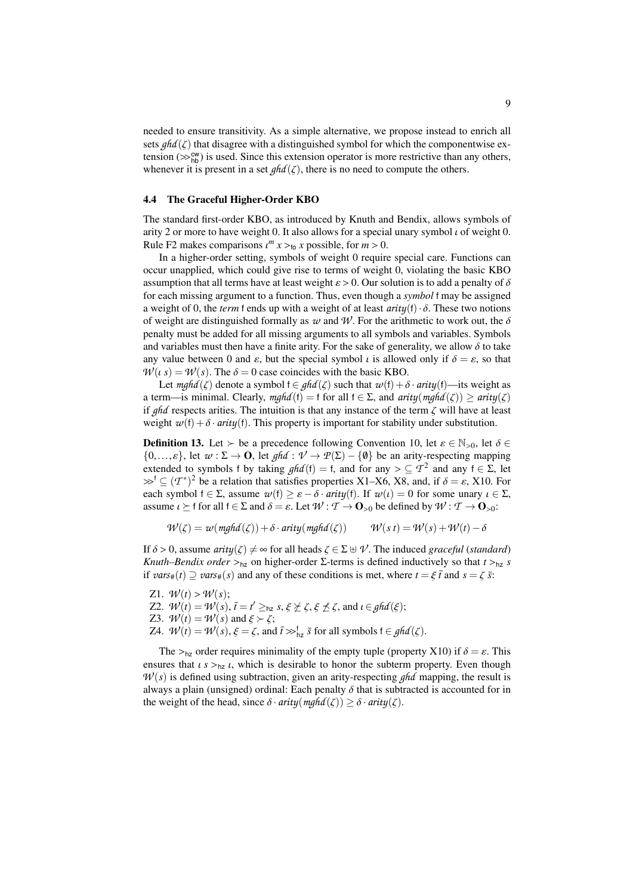needed to ensure transitivity. As a simple alternative, we propose instead to enrich all sets $\mathit{ghd}(\zeta)$ that disagree with a distinguished symbol for which the componentwise extension ($\gg^{\mathsf{cw}}_{\mathsf{hb}}$) is used. Since this extension operator is more restrictive than any others, whenever it is present in a set $\mathit{ghd}(\zeta)$, there is no need to compute the others.

### 4.4 The Graceful Higher-Order KBO

The standard first-order KBO, as introduced by Knuth and Bendix, allows symbols of arity 2 or more to have weight 0. It also allows for a special unary symbol $\iota$ of weight 0. Rule F2 makes comparisons $\iota^m\, x >_{\mathsf{fo}} x$ possible, for $m > 0$.

In a higher-order setting, symbols of weight 0 require special care. Functions can occur unapplied, which could give rise to terms of weight 0, violating the basic KBO assumption that all terms have at least weight $\varepsilon > 0$. Our solution is to add a penalty of $\delta$ for each missing argument to a function. Thus, even though a *symbol* $\mathsf{f}$ may be assigned a weight of 0, the *term* $\mathsf{f}$ ends up with a weight of at least $\mathit{arity}(\mathsf{f}) \cdot \delta$. These two notions of weight are distinguished formally as $\mathcal{w}$ and $\mathcal{W}$. For the arithmetic to work out, the $\delta$ penalty must be added for all missing arguments to all symbols and variables. Symbols and variables must then have a finite arity. For the sake of generality, we allow $\delta$ to take any value between 0 and $\varepsilon$, but the special symbol $\iota$ is allowed only if $\delta = \varepsilon$, so that $\mathcal{W}(\iota\; s) = \mathcal{W}(s)$. The $\delta = 0$ case coincides with the basic KBO.

Let $\mathit{mghd}(\zeta)$ denote a symbol $\mathsf{f} \in \mathit{ghd}(\zeta)$ such that $\mathcal{w}(\mathsf{f}) + \delta \cdot \mathit{arity}(\mathsf{f})$—its weight as a term—is minimal. Clearly, $\mathit{mghd}(\mathsf{f}) = \mathsf{f}$ for all $\mathsf{f} \in \Sigma$, and $\mathit{arity}(\mathit{mghd}(\zeta)) \geq \mathit{arity}(\zeta)$ if $\mathit{ghd}$ respects arities. The intuition is that any instance of the term $\zeta$ will have at least weight $\mathcal{w}(\mathsf{f}) + \delta \cdot \mathit{arity}(\mathsf{f})$. This property is important for stability under substitution.

**Definition 13.** Let $\succ$ be a precedence following Convention 10, let $\varepsilon \in \mathbb{N}_{>0}$, let $\delta \in \{0, \ldots, \varepsilon\}$, let $\mathcal{w} : \Sigma \to \mathbf{O}$, let $\mathit{ghd} : \mathcal{V} \to \mathcal{P}(\Sigma) - \{\emptyset\}$ be an arity-respecting mapping extended to symbols $\mathsf{f}$ by taking $\mathit{ghd}(\mathsf{f}) = \mathsf{f}$, and for any $> \subseteq \mathcal{T}^2$ and any $\mathsf{f} \in \Sigma$, let $\gg^{\mathsf{f}} \subseteq (\mathcal{T}^*)^2$ be a relation that satisfies properties X1–X6, X8, and, if $\delta = \varepsilon$, X10. For each symbol $\mathsf{f} \in \Sigma$, assume $\mathcal{w}(\mathsf{f}) \geq \varepsilon - \delta \cdot \mathit{arity}(\mathsf{f})$. If $\mathcal{w}(\iota) = 0$ for some unary $\iota \in \Sigma$, assume $\iota \succeq \mathsf{f}$ for all $\mathsf{f} \in \Sigma$ and $\delta = \varepsilon$. Let $\mathcal{W} : \mathcal{T} \to \mathbf{O}_{>0}$ be defined by $\mathcal{W} : \mathcal{T} \to \mathbf{O}_{>0}$:

$$\mathcal{W}(\zeta) = \mathcal{w}(\mathit{mghd}(\zeta)) + \delta \cdot \mathit{arity}(\mathit{mghd}(\zeta)) \qquad \mathcal{W}(s\; t) = \mathcal{W}(s) + \mathcal{W}(t) - \delta$$

If $\delta > 0$, assume $\mathit{arity}(\zeta) \neq \infty$ for all heads $\zeta \in \Sigma \uplus \mathcal{V}$. The induced *graceful* (*standard*) *Knuth–Bendix order* $>_{\mathsf{hz}}$ on higher-order $\Sigma$-terms is defined inductively so that $t >_{\mathsf{hz}} s$ if $\mathit{vars}_{\#}(t) \supseteq \mathit{vars}_{\#}(s)$ and any of these conditions is met, where $t = \xi\, \bar{t}$ and $s = \zeta\, \bar{s}$:

- Z1. $\mathcal{W}(t) > \mathcal{W}(s)$;
- Z2. $\mathcal{W}(t) = \mathcal{W}(s)$, $\bar{t} = t' \geq_{\mathsf{hz}} s$, $\xi \not\succeq \zeta$, $\xi \not\preceq \zeta$, and $\iota \in \mathit{ghd}(\xi)$;
- Z3. $\mathcal{W}(t) = \mathcal{W}(s)$ and $\xi \succ \zeta$;
- Z4. $\mathcal{W}(t) = \mathcal{W}(s)$, $\xi = \zeta$, and $\bar{t} \gg^{\mathsf{f}}_{\mathsf{hz}} \bar{s}$ for all symbols $\mathsf{f} \in \mathit{ghd}(\zeta)$.

The $>_{\mathsf{hz}}$ order requires minimality of the empty tuple (property X10) if $\delta = \varepsilon$. This ensures that $\iota\; s >_{\mathsf{hz}} \iota$, which is desirable to honor the subterm property. Even though $\mathcal{W}(s)$ is defined using subtraction, given an arity-respecting $\mathit{ghd}$ mapping, the result is always a plain (unsigned) ordinal: Each penalty $\delta$ that is subtracted is accounted for in the weight of the head, since $\delta \cdot \mathit{arity}(\mathit{mghd}(\zeta)) \geq \delta \cdot \mathit{arity}(\zeta)$.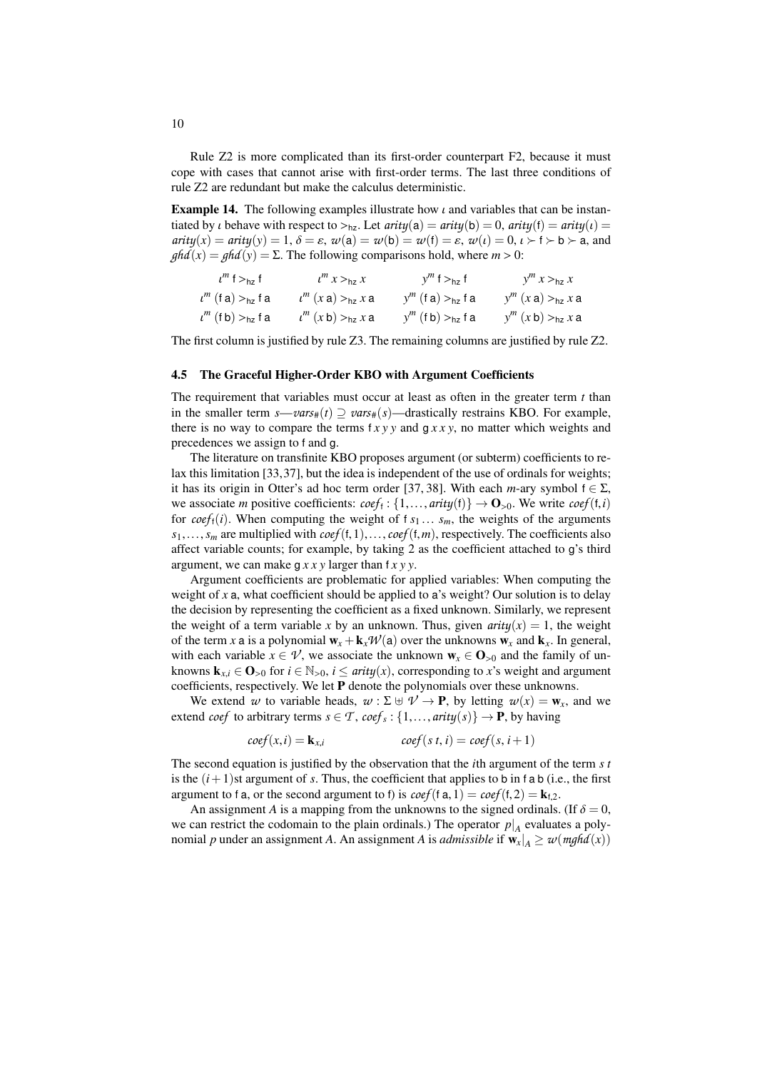Rule Z2 is more complicated than its first-order counterpart F2, because it must cope with cases that cannot arise with first-order terms. The last three conditions of rule Z2 are redundant but make the calculus deterministic.

**Example 14.** The following examples illustrate how $\iota$ and variables that can be instantiated by $\iota$ behave with respect to $>_{\mathsf{hz}}$. Let $\mathit{arity}(\mathsf{a}) = \mathit{arity}(\mathsf{b}) = 0$, $\mathit{arity}(\mathsf{f}) = \mathit{arity}(\iota) = \mathit{arity}(x) = \mathit{arity}(y) = 1$, $\delta = \varepsilon$, $\mathcal{w}(\mathsf{a}) = \mathcal{w}(\mathsf{b}) = \mathcal{w}(\mathsf{f}) = \varepsilon$, $\mathcal{w}(\iota) = 0$, $\iota \succ \mathsf{f} \succ \mathsf{b} \succ \mathsf{a}$, and $\mathit{ghd}(x) = \mathit{ghd}(y) = \Sigma$. The following comparisons hold, where $m > 0$:

$$
\begin{array}{llll}
\iota^m\,\mathsf{f} >_{\mathsf{hz}} \mathsf{f} & \iota^m\,x >_{\mathsf{hz}} x & y^m\,\mathsf{f} >_{\mathsf{hz}} \mathsf{f} & y^m\,x >_{\mathsf{hz}} x \\
\iota^m\,(\mathsf{f}\,\mathsf{a}) >_{\mathsf{hz}} \mathsf{f}\,\mathsf{a} & \iota^m\,(x\,\mathsf{a}) >_{\mathsf{hz}} x\,\mathsf{a} & y^m\,(\mathsf{f}\,\mathsf{a}) >_{\mathsf{hz}} \mathsf{f}\,\mathsf{a} & y^m\,(x\,\mathsf{a}) >_{\mathsf{hz}} x\,\mathsf{a} \\
\iota^m\,(\mathsf{f}\,\mathsf{b}) >_{\mathsf{hz}} \mathsf{f}\,\mathsf{a} & \iota^m\,(x\,\mathsf{b}) >_{\mathsf{hz}} x\,\mathsf{a} & y^m\,(\mathsf{f}\,\mathsf{b}) >_{\mathsf{hz}} \mathsf{f}\,\mathsf{a} & y^m\,(x\,\mathsf{b}) >_{\mathsf{hz}} x\,\mathsf{a}
\end{array}
$$

The first column is justified by rule Z3. The remaining columns are justified by rule Z2.

### 4.5 The Graceful Higher-Order KBO with Argument Coefficients

The requirement that variables must occur at least as often in the greater term $t$ than in the smaller term $s$—$\mathit{vars}_{\#}(t) \supseteq \mathit{vars}_{\#}(s)$—drastically restrains KBO. For example, there is no way to compare the terms $\mathsf{f}\,x\,y\,y$ and $\mathsf{g}\,x\,x\,y$, no matter which weights and precedences we assign to $\mathsf{f}$ and $\mathsf{g}$.

The literature on transfinite KBO proposes argument (or subterm) coefficients to relax this limitation [33, 37], but the idea is independent of the use of ordinals for weights; it has its origin in Otter's ad hoc term order [37, 38]. With each $m$-ary symbol $\mathsf{f} \in \Sigma$, we associate $m$ positive coefficients: $\mathit{coef}_{\mathsf{f}} : \{1, \ldots, \mathit{arity}(\mathsf{f})\} \to \mathbf{O}_{>0}$. We write $\mathit{coef}(\mathsf{f}, i)$ for $\mathit{coef}_{\mathsf{f}}(i)$. When computing the weight of $\mathsf{f}\,s_1 \ldots s_m$, the weights of the arguments $s_1, \ldots, s_m$ are multiplied with $\mathit{coef}(\mathsf{f}, 1), \ldots, \mathit{coef}(\mathsf{f}, m)$, respectively. The coefficients also affect variable counts; for example, by taking 2 as the coefficient attached to $\mathsf{g}$'s third argument, we can make $\mathsf{g}\,x\,x\,y$ larger than $\mathsf{f}\,x\,y\,y$.

Argument coefficients are problematic for applied variables: When computing the weight of $x\,\mathsf{a}$, what coefficient should be applied to $\mathsf{a}$'s weight? Our solution is to delay the decision by representing the coefficient as a fixed unknown. Similarly, we represent the weight of a term variable $x$ by an unknown. Thus, given $\mathit{arity}(x) = 1$, the weight of the term $x\,\mathsf{a}$ is a polynomial $\mathbf{w}_x + \mathbf{k}_x \mathcal{W}(\mathsf{a})$ over the unknowns $\mathbf{w}_x$ and $\mathbf{k}_x$. In general, with each variable $x \in \mathcal{V}$, we associate the unknown $\mathbf{w}_x \in \mathbf{O}_{>0}$ and the family of unknowns $\mathbf{k}_{x,i} \in \mathbf{O}_{>0}$ for $i \in \mathbb{N}_{>0}$, $i \le \mathit{arity}(x)$, corresponding to $x$'s weight and argument coefficients, respectively. We let $\mathbf{P}$ denote the polynomials over these unknowns.

We extend $\mathcal{w}$ to variable heads, $\mathcal{w} : \Sigma \uplus \mathcal{V} \to \mathbf{P}$, by letting $\mathcal{w}(x) = \mathbf{w}_x$, and we extend $\mathit{coef}$ to arbitrary terms $s \in \mathcal{T}$, $\mathit{coef}_s : \{1, \ldots, \mathit{arity}(s)\} \to \mathbf{P}$, by having

$$
\mathit{coef}(x, i) = \mathbf{k}_{x,i} \qquad\qquad \mathit{coef}(s\,t, i) = \mathit{coef}(s, i+1)
$$

The second equation is justified by the observation that the $i$th argument of the term $s\,t$ is the $(i+1)$st argument of $s$. Thus, the coefficient that applies to $\mathsf{b}$ in $\mathsf{f}\,\mathsf{a}\,\mathsf{b}$ (i.e., the first argument to $\mathsf{f}\,\mathsf{a}$, or the second argument to $\mathsf{f}$) is $\mathit{coef}(\mathsf{f}\,\mathsf{a}, 1) = \mathit{coef}(\mathsf{f}, 2) = \mathbf{k}_{\mathsf{f},2}$.

An assignment $A$ is a mapping from the unknowns to the signed ordinals. (If $\delta = 0$, we can restrict the codomain to the plain ordinals.) The operator $p|_A$ evaluates a polynomial $p$ under an assignment $A$. An assignment $A$ is *admissible* if $\mathbf{w}_x|_A \ge \mathcal{w}(\mathit{mghd}(x))$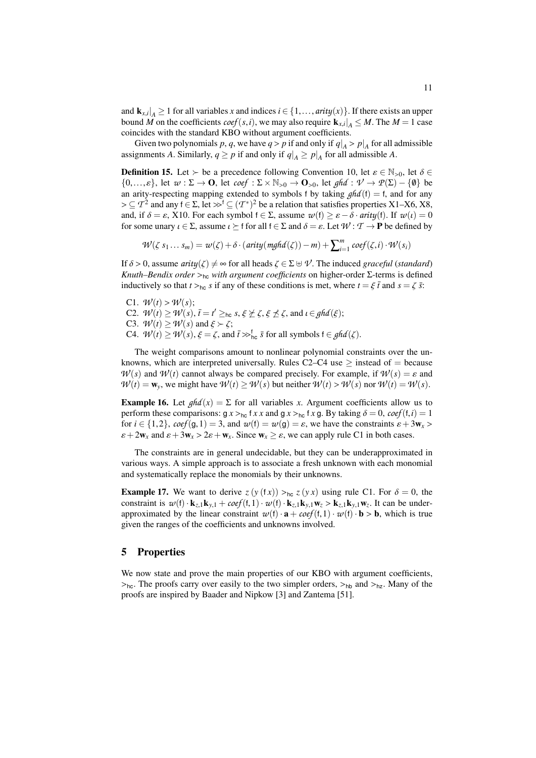and $\mathbf{k}_{x,i}|_A \geq 1$ for all variables $x$ and indices $i \in \{1, \ldots, \mathit{arity}(x)\}$. If there exists an upper bound $M$ on the coefficients $\mathit{coef}(s,i)$, we may also require $\mathbf{k}_{x,i}|_A \leq M$. The $M = 1$ case coincides with the standard KBO without argument coefficients.

Given two polynomials $p$, $q$, we have $q > p$ if and only if $q|_A > p|_A$ for all admissible assignments $A$. Similarly, $q \geq p$ if and only if $q|_A \geq p|_A$ for all admissible $A$.

**Definition 15.** Let $\succ$ be a precedence following Convention 10, let $\varepsilon \in \mathbb{N}_{>0}$, let $\delta \in \{0, \ldots, \varepsilon\}$, let $\mathcal{w} : \Sigma \to \mathbf{O}$, let $\mathit{coef} : \Sigma \times \mathbb{N}_{>0} \to \mathbf{O}_{>0}$, let $\mathit{ghd} : \mathcal{V} \to \mathcal{P}(\Sigma) - \{\emptyset\}$ be an arity-respecting mapping extended to symbols f by taking $\mathit{ghd}(\mathsf{f}) = \mathsf{f}$, and for any $> \subseteq \mathcal{T}^2$ and any $\mathsf{f} \in \Sigma$, let $\gg^{\mathsf{f}} \subseteq (\mathcal{T}^*)^2$ be a relation that satisfies properties X1–X6, X8, and, if $\delta = \varepsilon$, X10. For each symbol $\mathsf{f} \in \Sigma$, assume $\mathcal{w}(\mathsf{f}) \geq \varepsilon - \delta \cdot \mathit{arity}(\mathsf{f})$. If $\mathcal{w}(\iota) = 0$ for some unary $\iota \in \Sigma$, assume $\iota \succeq \mathsf{f}$ for all $\mathsf{f} \in \Sigma$ and $\delta = \varepsilon$. Let $\mathcal{W} : \mathcal{T} \to \mathbf{P}$ be defined by

$$\mathcal{W}(\zeta\ s_1 \ldots s_m) = \mathcal{w}(\zeta) + \delta \cdot (\mathit{arity}(\mathit{mghd}(\zeta)) - m) + \textstyle\sum_{i=1}^{m} \mathit{coef}(\zeta, i) \cdot \mathcal{W}(s_i)$$

If $\delta > 0$, assume $\mathit{arity}(\zeta) \neq \infty$ for all heads $\zeta \in \Sigma \uplus \mathcal{V}$. The induced *graceful* (*standard*) *Knuth–Bendix order* $>_{\mathsf{hc}}$ *with argument coefficients* on higher-order $\Sigma$-terms is defined inductively so that $t >_{\mathsf{hc}} s$ if any of these conditions is met, where $t = \xi\ \bar{t}$ and $s = \zeta\ \bar{s}$:

C1. $\mathcal{W}(t) > \mathcal{W}(s)$;
C2. $\mathcal{W}(t) \geq \mathcal{W}(s)$, $\bar{t} = t' \geq_{\mathsf{hc}} s$, $\xi \not\succeq \zeta$, $\xi \not\preceq \zeta$, and $\iota \in \mathit{ghd}(\xi)$;
C3. $\mathcal{W}(t) \geq \mathcal{W}(s)$ and $\xi \succ \zeta$;
C4. $\mathcal{W}(t) \geq \mathcal{W}(s)$, $\xi = \zeta$, and $\bar{t} \gg^{\mathsf{f}}_{\mathsf{hc}} \bar{s}$ for all symbols $\mathsf{f} \in \mathit{ghd}(\zeta)$.

The weight comparisons amount to nonlinear polynomial constraints over the unknowns, which are interpreted universally. Rules C2–C4 use $\geq$ instead of $=$ because $\mathcal{W}(s)$ and $\mathcal{W}(t)$ cannot always be compared precisely. For example, if $\mathcal{W}(s) = \varepsilon$ and $\mathcal{W}(t) = \mathbf{w}_y$, we might have $\mathcal{W}(t) \geq \mathcal{W}(s)$ but neither $\mathcal{W}(t) > \mathcal{W}(s)$ nor $\mathcal{W}(t) = \mathcal{W}(s)$.

**Example 16.** Let $\mathit{ghd}(x) = \Sigma$ for all variables $x$. Argument coefficients allow us to perform these comparisons: $\mathsf{g}\ x >_{\mathsf{hc}} \mathsf{f}\ x\ x$ and $\mathsf{g}\ x >_{\mathsf{hc}} \mathsf{f}\ x\ \mathsf{g}$. By taking $\delta = 0$, $\mathit{coef}(\mathsf{f}, i) = 1$ for $i \in \{1, 2\}$, $\mathit{coef}(\mathsf{g}, 1) = 3$, and $\mathcal{w}(\mathsf{f}) = \mathcal{w}(\mathsf{g}) = \varepsilon$, we have the constraints $\varepsilon + 3\mathbf{w}_x > \varepsilon + 2\mathbf{w}_x$ and $\varepsilon + 3\mathbf{w}_x > 2\varepsilon + \mathbf{w}_x$. Since $\mathbf{w}_x \geq \varepsilon$, we can apply rule C1 in both cases.

The constraints are in general undecidable, but they can be underapproximated in various ways. A simple approach is to associate a fresh unknown with each monomial and systematically replace the monomials by their unknowns.

**Example 17.** We want to derive $z\ (y\ (\mathsf{f}\ x)) >_{\mathsf{hc}} z\ (y\ x)$ using rule C1. For $\delta = 0$, the constraint is $\mathcal{w}(\mathsf{f}) \cdot \mathbf{k}_{z,1}\mathbf{k}_{y,1} + \mathit{coef}(\mathsf{f}, 1) \cdot \mathcal{w}(\mathsf{f}) \cdot \mathbf{k}_{z,1}\mathbf{k}_{y,1}\mathbf{w}_z > \mathbf{k}_{z,1}\mathbf{k}_{y,1}\mathbf{w}_z$. It can be underapproximated by the linear constraint $\mathcal{w}(\mathsf{f}) \cdot \mathbf{a} + \mathit{coef}(\mathsf{f}, 1) \cdot \mathcal{w}(\mathsf{f}) \cdot \mathbf{b} > \mathbf{b}$, which is true given the ranges of the coefficients and unknowns involved.

## 5 Properties

We now state and prove the main properties of our KBO with argument coefficients, $>_{\mathsf{hc}}$. The proofs carry over easily to the two simpler orders, $>_{\mathsf{hb}}$ and $>_{\mathsf{hz}}$. Many of the proofs are inspired by Baader and Nipkow [3] and Zantema [51].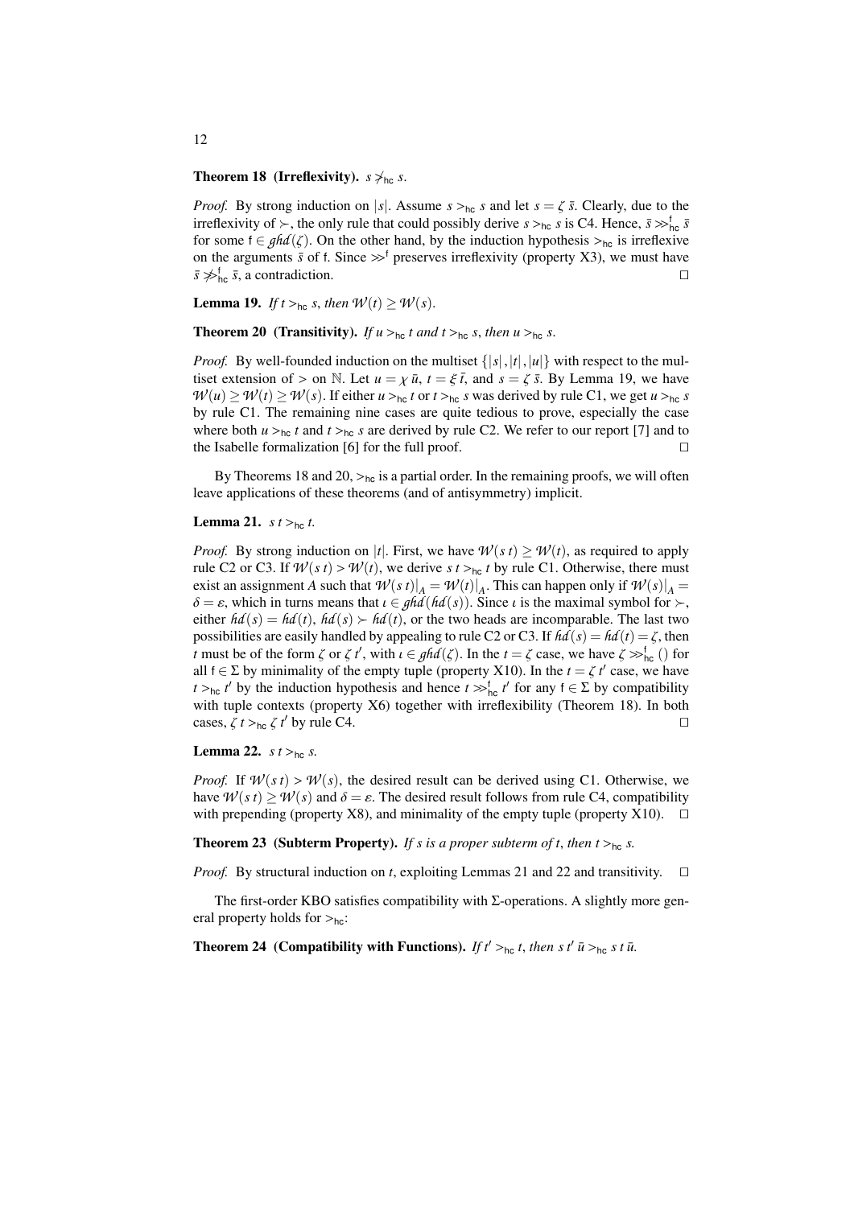**Theorem 18 (Irreflexivity).** *$s \not>_{\mathsf{hc}} s$.*

*Proof.* By strong induction on $|s|$. Assume $s >_{\mathsf{hc}} s$ and let $s = \zeta\ \bar{s}$. Clearly, due to the irreflexivity of $\succ$, the only rule that could possibly derive $s >_{\mathsf{hc}} s$ is C4. Hence, $\bar{s} \gg^{\mathsf{f}}_{\mathsf{hc}} \bar{s}$ for some $\mathsf{f} \in \mathit{ghd}(\zeta)$. On the other hand, by the induction hypothesis $>_{\mathsf{hc}}$ is irreflexive on the arguments $\bar{s}$ of f. Since $\gg^{\mathsf{f}}$ preserves irreflexivity (property X3), we must have $\bar{s} \not\gg^{\mathsf{f}}_{\mathsf{hc}} \bar{s}$, a contradiction. $\square$

**Lemma 19.** *If $t >_{\mathsf{hc}} s$, then $\mathcal{W}(t) \geq \mathcal{W}(s)$.*

**Theorem 20 (Transitivity).** *If $u >_{\mathsf{hc}} t$ and $t >_{\mathsf{hc}} s$, then $u >_{\mathsf{hc}} s$.*

*Proof.* By well-founded induction on the multiset $\{|s|, |t|, |u|\}$ with respect to the multiset extension of $>$ on $\mathbb{N}$. Let $u = \chi\ \bar{u}$, $t = \xi\ \bar{t}$, and $s = \zeta\ \bar{s}$. By Lemma 19, we have $\mathcal{W}(u) \geq \mathcal{W}(t) \geq \mathcal{W}(s)$. If either $u >_{\mathsf{hc}} t$ or $t >_{\mathsf{hc}} s$ was derived by rule C1, we get $u >_{\mathsf{hc}} s$ by rule C1. The remaining nine cases are quite tedious to prove, especially the case where both $u >_{\mathsf{hc}} t$ and $t >_{\mathsf{hc}} s$ are derived by rule C2. We refer to our report [7] and to the Isabelle formalization [6] for the full proof. $\square$

By Theorems 18 and 20, $>_{\mathsf{hc}}$ is a partial order. In the remaining proofs, we will often leave applications of these theorems (and of antisymmetry) implicit.

**Lemma 21.** *$s\ t >_{\mathsf{hc}} t$.*

*Proof.* By strong induction on $|t|$. First, we have $\mathcal{W}(s\ t) \geq \mathcal{W}(t)$, as required to apply rule C2 or C3. If $\mathcal{W}(s\ t) > \mathcal{W}(t)$, we derive $s\ t >_{\mathsf{hc}} t$ by rule C1. Otherwise, there must exist an assignment $A$ such that $\mathcal{W}(s\ t)|_A = \mathcal{W}(t)|_A$. This can happen only if $\mathcal{W}(s)|_A = \delta = \varepsilon$, which in turns means that $\iota \in \mathit{ghd}(\mathit{hd}(s))$. Since $\iota$ is the maximal symbol for $\succ$, either $\mathit{hd}(s) = \mathit{hd}(t)$, $\mathit{hd}(s) \succ \mathit{hd}(t)$, or the two heads are incomparable. The last two possibilities are easily handled by appealing to rule C2 or C3. If $\mathit{hd}(s) = \mathit{hd}(t) = \zeta$, then $t$ must be of the form $\zeta$ or $\zeta\ t'$, with $\iota \in \mathit{ghd}(\zeta)$. In the $t = \zeta$ case, we have $\zeta \gg^{\mathsf{f}}_{\mathsf{hc}} ()$ for all $\mathsf{f} \in \Sigma$ by minimality of the empty tuple (property X10). In the $t = \zeta\ t'$ case, we have $t >_{\mathsf{hc}} t'$ by the induction hypothesis and hence $t \gg^{\mathsf{f}}_{\mathsf{hc}} t'$ for any $\mathsf{f} \in \Sigma$ by compatibility with tuple contexts (property X6) together with irreflexibility (Theorem 18). In both cases, $\zeta\ t >_{\mathsf{hc}} \zeta\ t'$ by rule C4. $\square$

**Lemma 22.** *$s\ t >_{\mathsf{hc}} s$.*

*Proof.* If $\mathcal{W}(s\ t) > \mathcal{W}(s)$, the desired result can be derived using C1. Otherwise, we have $\mathcal{W}(s\ t) \geq \mathcal{W}(s)$ and $\delta = \varepsilon$. The desired result follows from rule C4, compatibility with prepending (property X8), and minimality of the empty tuple (property X10). $\square$

**Theorem 23 (Subterm Property).** *If $s$ is a proper subterm of $t$, then $t >_{\mathsf{hc}} s$.*

*Proof.* By structural induction on $t$, exploiting Lemmas 21 and 22 and transitivity. $\square$

The first-order KBO satisfies compatibility with $\Sigma$-operations. A slightly more general property holds for $>_{\mathsf{hc}}$:

**Theorem 24 (Compatibility with Functions).** *If $t' >_{\mathsf{hc}} t$, then $s\ t'\ \bar{u} >_{\mathsf{hc}} s\ t\ \bar{u}$.*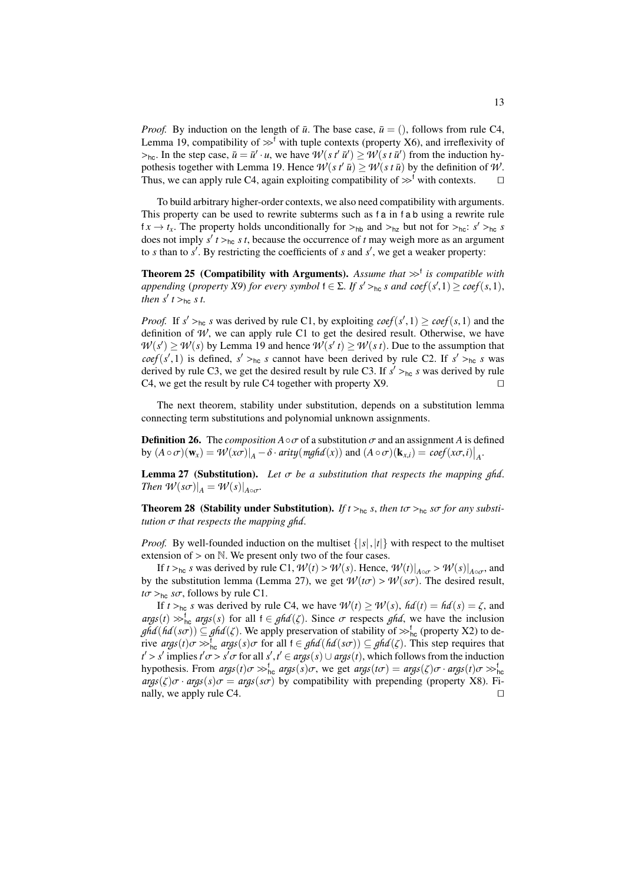*Proof.* By induction on the length of $\bar{u}$. The base case, $\bar{u} = ()$, follows from rule C4, Lemma 19, compatibility of $\gg^{\mathsf{f}}$ with tuple contexts (property X6), and irreflexivity of $>_{\mathsf{hc}}$. In the step case, $\bar{u} = \bar{u}' \cdot u$, we have $\mathcal{W}(s\, t'\, \bar{u}') \geq \mathcal{W}(s\, t\, \bar{u}')$ from the induction hypothesis together with Lemma 19. Hence $\mathcal{W}(s\, t'\, \bar{u}) \geq \mathcal{W}(s\, t\, \bar{u})$ by the definition of $\mathcal{W}$. Thus, we can apply rule C4, again exploiting compatibility of $\gg^{\mathsf{f}}$ with contexts. $\square$

To build arbitrary higher-order contexts, we also need compatibility with arguments. This property can be used to rewrite subterms such as $\mathsf{f}\,\mathsf{a}$ in $\mathsf{f}\,\mathsf{a}\,\mathsf{b}$ using a rewrite rule $\mathsf{f}\,x \to t_x$. The property holds unconditionally for $>_{\mathsf{hb}}$ and $>_{\mathsf{hz}}$ but not for $>_{\mathsf{hc}}$: $s' >_{\mathsf{hc}} s$ does not imply $s'\, t >_{\mathsf{hc}} s\, t$, because the occurrence of $t$ may weigh more as an argument to $s$ than to $s'$. By restricting the coefficients of $s$ and $s'$, we get a weaker property:

**Theorem 25 (Compatibility with Arguments).** *Assume that $\gg^{\mathsf{f}}$ is compatible with appending (property X9) for every symbol $\mathsf{f} \in \Sigma$. If $s' >_{\mathsf{hc}} s$ and $\mathit{coef}(s', 1) \geq \mathit{coef}(s, 1)$, then $s'\, t >_{\mathsf{hc}} s\, t$.*

*Proof.* If $s' >_{\mathsf{hc}} s$ was derived by rule C1, by exploiting $\mathit{coef}(s', 1) \geq \mathit{coef}(s, 1)$ and the definition of $\mathcal{W}$, we can apply rule C1 to get the desired result. Otherwise, we have $\mathcal{W}(s') \geq \mathcal{W}(s)$ by Lemma 19 and hence $\mathcal{W}(s'\, t) \geq \mathcal{W}(s\, t)$. Due to the assumption that $\mathit{coef}(s', 1)$ is defined, $s' >_{\mathsf{hc}} s$ cannot have been derived by rule C2. If $s' >_{\mathsf{hc}} s$ was derived by rule C3, we get the desired result by rule C3. If $s' >_{\mathsf{hc}} s$ was derived by rule C4, we get the result by rule C4 together with property X9. $\square$

The next theorem, stability under substitution, depends on a substitution lemma connecting term substitutions and polynomial unknown assignments.

**Definition 26.** The *composition* $A \circ \sigma$ of a substitution $\sigma$ and an assignment $A$ is defined by $(A \circ \sigma)(\mathbf{w}_x) = \mathcal{W}(x\sigma)|_A - \delta \cdot \mathit{arity}(\mathit{mghd}(x))$ and $(A \circ \sigma)(\mathbf{k}_{x,i}) = \mathit{coef}(x\sigma, i)\big|_A$.

**Lemma 27 (Substitution).** *Let $\sigma$ be a substitution that respects the mapping $\mathit{ghd}$. Then $\mathcal{W}(s\sigma)|_A = \mathcal{W}(s)|_{A \circ \sigma}$.*

**Theorem 28 (Stability under Substitution).** *If $t >_{\mathsf{hc}} s$, then $t\sigma >_{\mathsf{hc}} s\sigma$ for any substitution $\sigma$ that respects the mapping $\mathit{ghd}$.*

*Proof.* By well-founded induction on the multiset $\{|s|, |t|\}$ with respect to the multiset extension of $>$ on $\mathbb{N}$. We present only two of the four cases.

If $t >_{\mathsf{hc}} s$ was derived by rule C1, $\mathcal{W}(t) > \mathcal{W}(s)$. Hence, $\mathcal{W}(t)|_{A \circ \sigma} > \mathcal{W}(s)|_{A \circ \sigma}$, and by the substitution lemma (Lemma 27), we get $\mathcal{W}(t\sigma) > \mathcal{W}(s\sigma)$. The desired result, $t\sigma >_{\mathsf{hc}} s\sigma$, follows by rule C1.

If $t >_{\mathsf{hc}} s$ was derived by rule C4, we have $\mathcal{W}(t) \geq \mathcal{W}(s)$, $\mathit{hd}(t) = \mathit{hd}(s) = \zeta$, and $\mathit{args}(t) \gg^{\mathsf{f}}_{\mathsf{hc}} \mathit{args}(s)$ for all $\mathsf{f} \in \mathit{ghd}(\zeta)$. Since $\sigma$ respects $\mathit{ghd}$, we have the inclusion $\mathit{ghd}(\mathit{hd}(s\sigma)) \subseteq \mathit{ghd}(\zeta)$. We apply preservation of stability of $\gg^{\mathsf{f}}_{\mathsf{hc}}$ (property X2) to derive $\mathit{args}(t)\sigma \gg^{\mathsf{f}}_{\mathsf{hc}} \mathit{args}(s)\sigma$ for all $\mathsf{f} \in \mathit{ghd}(\mathit{hd}(s\sigma)) \subseteq \mathit{ghd}(\zeta)$. This step requires that $t' > s'$ implies $t'\sigma > s'\sigma$ for all $s', t' \in \mathit{args}(s) \cup \mathit{args}(t)$, which follows from the induction hypothesis. From $\mathit{args}(t)\sigma \gg^{\mathsf{f}}_{\mathsf{hc}} \mathit{args}(s)\sigma$, we get $\mathit{args}(t\sigma) = \mathit{args}(\zeta)\sigma \cdot \mathit{args}(t)\sigma \gg^{\mathsf{f}}_{\mathsf{hc}} \mathit{args}(\zeta)\sigma \cdot \mathit{args}(s)\sigma = \mathit{args}(s\sigma)$ by compatibility with prepending (property X8). Finally, we apply rule C4. $\square$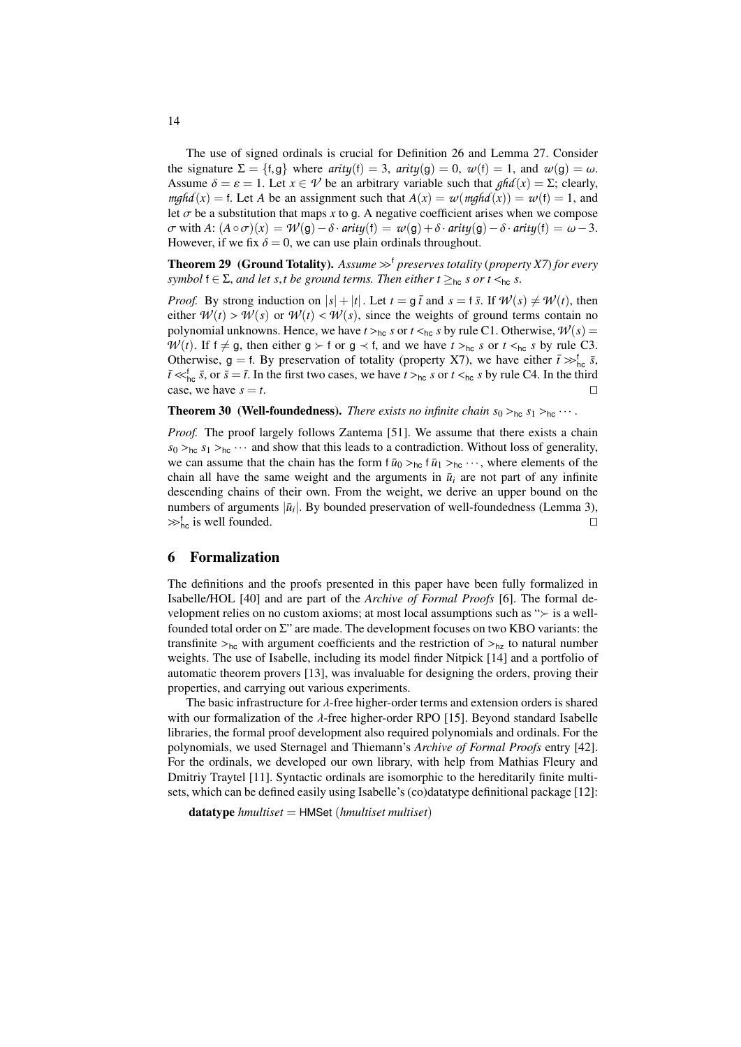The use of signed ordinals is crucial for Definition 26 and Lemma 27. Consider the signature $\Sigma = \{\mathsf{f}, \mathsf{g}\}$ where $\mathit{arity}(\mathsf{f}) = 3$, $\mathit{arity}(\mathsf{g}) = 0$, $w(\mathsf{f}) = 1$, and $w(\mathsf{g}) = \omega$. Assume $\delta = \varepsilon = 1$. Let $x \in \mathcal{V}$ be an arbitrary variable such that $\mathit{ghd}(x) = \Sigma$; clearly, $\mathit{mghd}(x) = \mathsf{f}$. Let $A$ be an assignment such that $A(x) = w(\mathit{mghd}(x)) = w(\mathsf{f}) = 1$, and let $\sigma$ be a substitution that maps $x$ to $\mathsf{g}$. A negative coefficient arises when we compose $\sigma$ with $A$: $(A \circ \sigma)(x) = \mathcal{W}(\mathsf{g}) - \delta \cdot \mathit{arity}(\mathsf{f}) = w(\mathsf{g}) + \delta \cdot \mathit{arity}(\mathsf{g}) - \delta \cdot \mathit{arity}(\mathsf{f}) = \omega - 3$. However, if we fix $\delta = 0$, we can use plain ordinals throughout.

**Theorem 29 (Ground Totality).** *Assume $\gg^{\mathsf{f}}$ preserves totality (property X7) for every symbol $\mathsf{f} \in \Sigma$, and let $s, t$ be ground terms. Then either $t \geq_{\mathsf{hc}} s$ or $t <_{\mathsf{hc}} s$.*

*Proof.* By strong induction on $|s| + |t|$. Let $t = \mathsf{g}\,\bar{t}$ and $s = \mathsf{f}\,\bar{s}$. If $\mathcal{W}(s) \neq \mathcal{W}(t)$, then either $\mathcal{W}(t) > \mathcal{W}(s)$ or $\mathcal{W}(t) < \mathcal{W}(s)$, since the weights of ground terms contain no polynomial unknowns. Hence, we have $t >_{\mathsf{hc}} s$ or $t <_{\mathsf{hc}} s$ by rule C1. Otherwise, $\mathcal{W}(s) = \mathcal{W}(t)$. If $\mathsf{f} \neq \mathsf{g}$, then either $\mathsf{g} \succ \mathsf{f}$ or $\mathsf{g} \prec \mathsf{f}$, and we have $t >_{\mathsf{hc}} s$ or $t <_{\mathsf{hc}} s$ by rule C3. Otherwise, $\mathsf{g} = \mathsf{f}$. By preservation of totality (property X7), we have either $\bar{t} \gg^{\mathsf{f}}_{\mathsf{hc}} \bar{s}$, $\bar{t} \ll^{\mathsf{f}}_{\mathsf{hc}} \bar{s}$, or $\bar{s} = \bar{t}$. In the first two cases, we have $t >_{\mathsf{hc}} s$ or $t <_{\mathsf{hc}} s$ by rule C4. In the third case, we have $s = t$. $\square$

**Theorem 30 (Well-foundedness).** *There exists no infinite chain $s_0 >_{\mathsf{hc}} s_1 >_{\mathsf{hc}} \cdots$.*

*Proof.* The proof largely follows Zantema [51]. We assume that there exists a chain $s_0 >_{\mathsf{hc}} s_1 >_{\mathsf{hc}} \cdots$ and show that this leads to a contradiction. Without loss of generality, we can assume that the chain has the form $\mathsf{f}\,\bar{u}_0 >_{\mathsf{hc}} \mathsf{f}\,\bar{u}_1 >_{\mathsf{hc}} \cdots$, where elements of the chain all have the same weight and the arguments in $\bar{u}_i$ are not part of any infinite descending chains of their own. From the weight, we derive an upper bound on the numbers of arguments $|\bar{u}_i|$. By bounded preservation of well-foundedness (Lemma 3), $\gg^{\mathsf{f}}_{\mathsf{hc}}$ is well founded. $\square$

## 6 Formalization

The definitions and the proofs presented in this paper have been fully formalized in Isabelle/HOL [40] and are part of the *Archive of Formal Proofs* [6]. The formal development relies on no custom axioms; at most local assumptions such as "$\succ$ is a well-founded total order on $\Sigma$" are made. The development focuses on two KBO variants: the transfinite $>_{\mathsf{hc}}$ with argument coefficients and the restriction of $>_{\mathsf{hz}}$ to natural number weights. The use of Isabelle, including its model finder Nitpick [14] and a portfolio of automatic theorem provers [13], was invaluable for designing the orders, proving their properties, and carrying out various experiments.

The basic infrastructure for $\lambda$-free higher-order terms and extension orders is shared with our formalization of the $\lambda$-free higher-order RPO [15]. Beyond standard Isabelle libraries, the formal proof development also required polynomials and ordinals. For the polynomials, we used Sternagel and Thiemann's *Archive of Formal Proofs* entry [42]. For the ordinals, we developed our own library, with help from Mathias Fleury and Dmitriy Traytel [11]. Syntactic ordinals are isomorphic to the hereditarily finite multisets, which can be defined easily using Isabelle's (co)datatype definitional package [12]:

**datatype** *hmultiset* = HMSet (*hmultiset multiset*)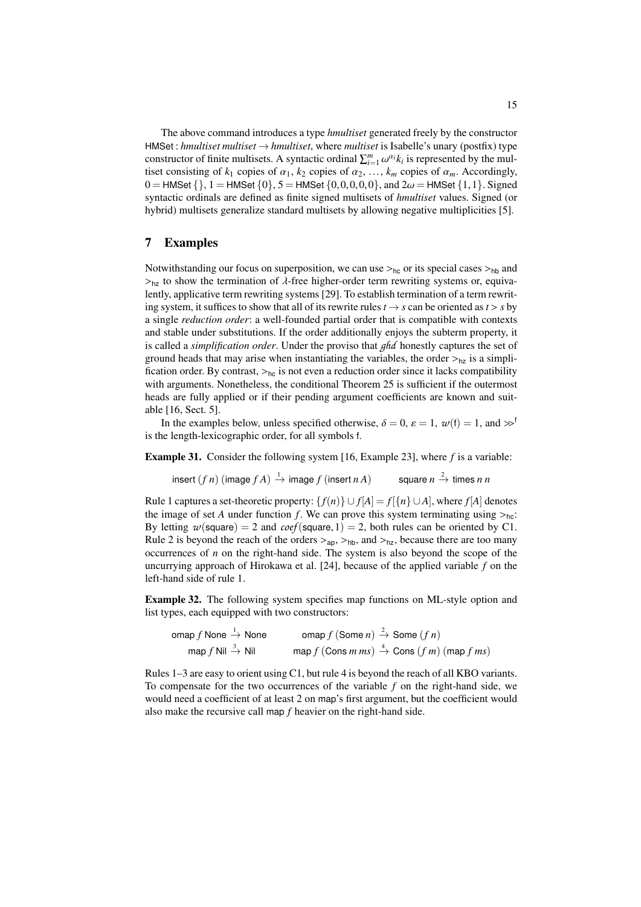The above command introduces a type *hmultiset* generated freely by the constructor $\mathsf{HMSet} : \mathit{hmultiset\ multiset} \to \mathit{hmultiset}$, where *multiset* is Isabelle's unary (postfix) type constructor of finite multisets. A syntactic ordinal $\sum_{i=1}^{m} \omega^{\alpha_i} k_i$ is represented by the multiset consisting of $k_1$ copies of $\alpha_1$, $k_2$ copies of $\alpha_2$, ..., $k_m$ copies of $\alpha_m$. Accordingly, $0 = \mathsf{HMSet}\ \{\}$, $1 = \mathsf{HMSet}\ \{0\}$, $5 = \mathsf{HMSet}\ \{0,0,0,0,0\}$, and $2\omega = \mathsf{HMSet}\ \{1,1\}$. Signed syntactic ordinals are defined as finite signed multisets of *hmultiset* values. Signed (or hybrid) multisets generalize standard multisets by allowing negative multiplicities [5].

## 7 Examples

Notwithstanding our focus on superposition, we can use $>_{\mathsf{hc}}$ or its special cases $>_{\mathsf{hb}}$ and $>_{\mathsf{hz}}$ to show the termination of $\lambda$-free higher-order term rewriting systems or, equivalently, applicative term rewriting systems [29]. To establish termination of a term rewriting system, it suffices to show that all of its rewrite rules $t \to s$ can be oriented as $t > s$ by a single *reduction order*: a well-founded partial order that is compatible with contexts and stable under substitutions. If the order additionally enjoys the subterm property, it is called a *simplification order*. Under the proviso that $\mathit{ghd}$ honestly captures the set of ground heads that may arise when instantiating the variables, the order $>_{\mathsf{hz}}$ is a simplification order. By contrast, $>_{\mathsf{hc}}$ is not even a reduction order since it lacks compatibility with arguments. Nonetheless, the conditional Theorem 25 is sufficient if the outermost heads are fully applied or if their pending argument coefficients are known and suitable [16, Sect. 5].

In the examples below, unless specified otherwise, $\delta = 0$, $\varepsilon = 1$, $w(\mathsf{f}) = 1$, and $\gg^{\mathsf{f}}$ is the length-lexicographic order, for all symbols $\mathsf{f}$.

**Example 31.** Consider the following system [16, Example 23], where $f$ is a variable:

$$\mathsf{insert}\ (f\ n)\ (\mathsf{image}\ f\ A) \xrightarrow{1} \mathsf{image}\ f\ (\mathsf{insert}\ n\ A) \qquad \mathsf{square}\ n \xrightarrow{2} \mathsf{times}\ n\ n$$

Rule 1 captures a set-theoretic property: $\{f(n)\} \cup f[A] = f[\{n\} \cup A]$, where $f[A]$ denotes the image of set $A$ under function $f$. We can prove this system terminating using $>_{\mathsf{hc}}$: By letting $w(\mathsf{square}) = 2$ and $\mathit{coef}(\mathsf{square}, 1) = 2$, both rules can be oriented by C1. Rule 2 is beyond the reach of the orders $>_{\mathsf{ap}}$, $>_{\mathsf{hb}}$, and $>_{\mathsf{hz}}$, because there are too many occurrences of $n$ on the right-hand side. The system is also beyond the scope of the uncurrying approach of Hirokawa et al. [24], because of the applied variable $f$ on the left-hand side of rule 1.

**Example 32.** The following system specifies map functions on ML-style option and list types, each equipped with two constructors:

$$\mathsf{omap}\ f\ \mathsf{None} \xrightarrow{1} \mathsf{None} \qquad \mathsf{omap}\ f\ (\mathsf{Some}\ n) \xrightarrow{2} \mathsf{Some}\ (f\ n)$$
$$\mathsf{map}\ f\ \mathsf{Nil} \xrightarrow{3} \mathsf{Nil} \qquad \mathsf{map}\ f\ (\mathsf{Cons}\ m\ ms) \xrightarrow{4} \mathsf{Cons}\ (f\ m)\ (\mathsf{map}\ f\ ms)$$

Rules 1–3 are easy to orient using C1, but rule 4 is beyond the reach of all KBO variants. To compensate for the two occurrences of the variable $f$ on the right-hand side, we would need a coefficient of at least 2 on $\mathsf{map}$'s first argument, but the coefficient would also make the recursive call $\mathsf{map}\ f$ heavier on the right-hand side.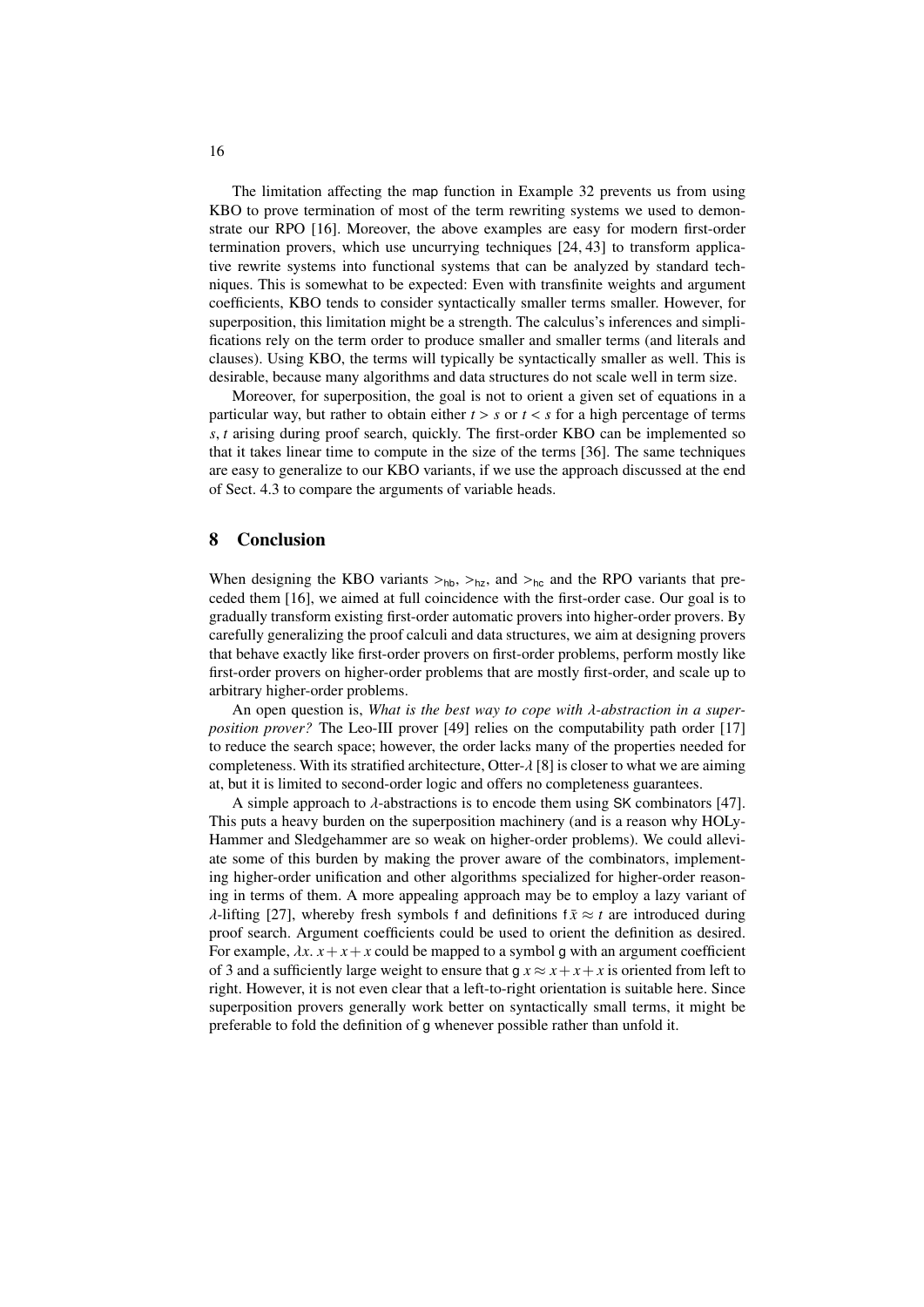The limitation affecting the map function in Example 32 prevents us from using KBO to prove termination of most of the term rewriting systems we used to demonstrate our RPO [16]. Moreover, the above examples are easy for modern first-order termination provers, which use uncurrying techniques [24, 43] to transform applicative rewrite systems into functional systems that can be analyzed by standard techniques. This is somewhat to be expected: Even with transfinite weights and argument coefficients, KBO tends to consider syntactically smaller terms smaller. However, for superposition, this limitation might be a strength. The calculus's inferences and simplifications rely on the term order to produce smaller and smaller terms (and literals and clauses). Using KBO, the terms will typically be syntactically smaller as well. This is desirable, because many algorithms and data structures do not scale well in term size.

Moreover, for superposition, the goal is not to orient a given set of equations in a particular way, but rather to obtain either $t > s$ or $t < s$ for a high percentage of terms $s, t$ arising during proof search, quickly. The first-order KBO can be implemented so that it takes linear time to compute in the size of the terms [36]. The same techniques are easy to generalize to our KBO variants, if we use the approach discussed at the end of Sect. 4.3 to compare the arguments of variable heads.

## 8 Conclusion

When designing the KBO variants $>_{\mathsf{hb}}$, $>_{\mathsf{hz}}$, and $>_{\mathsf{hc}}$ and the RPO variants that preceded them [16], we aimed at full coincidence with the first-order case. Our goal is to gradually transform existing first-order automatic provers into higher-order provers. By carefully generalizing the proof calculi and data structures, we aim at designing provers that behave exactly like first-order provers on first-order problems, perform mostly like first-order provers on higher-order problems that are mostly first-order, and scale up to arbitrary higher-order problems.

An open question is, *What is the best way to cope with $\lambda$-abstraction in a superposition prover?* The Leo-III prover [49] relies on the computability path order [17] to reduce the search space; however, the order lacks many of the properties needed for completeness. With its stratified architecture, Otter-$\lambda$ [8] is closer to what we are aiming at, but it is limited to second-order logic and offers no completeness guarantees.

A simple approach to $\lambda$-abstractions is to encode them using SK combinators [47]. This puts a heavy burden on the superposition machinery (and is a reason why HOLyHammer and Sledgehammer are so weak on higher-order problems). We could alleviate some of this burden by making the prover aware of the combinators, implementing higher-order unification and other algorithms specialized for higher-order reasoning in terms of them. A more appealing approach may be to employ a lazy variant of $\lambda$-lifting [27], whereby fresh symbols f and definitions $\mathsf{f}\,\bar{x} \approx t$ are introduced during proof search. Argument coefficients could be used to orient the definition as desired. For example, $\lambda x.\; x + x + x$ could be mapped to a symbol g with an argument coefficient of 3 and a sufficiently large weight to ensure that $\mathsf{g}\;x \approx x + x + x$ is oriented from left to right. However, it is not even clear that a left-to-right orientation is suitable here. Since superposition provers generally work better on syntactically small terms, it might be preferable to fold the definition of g whenever possible rather than unfold it.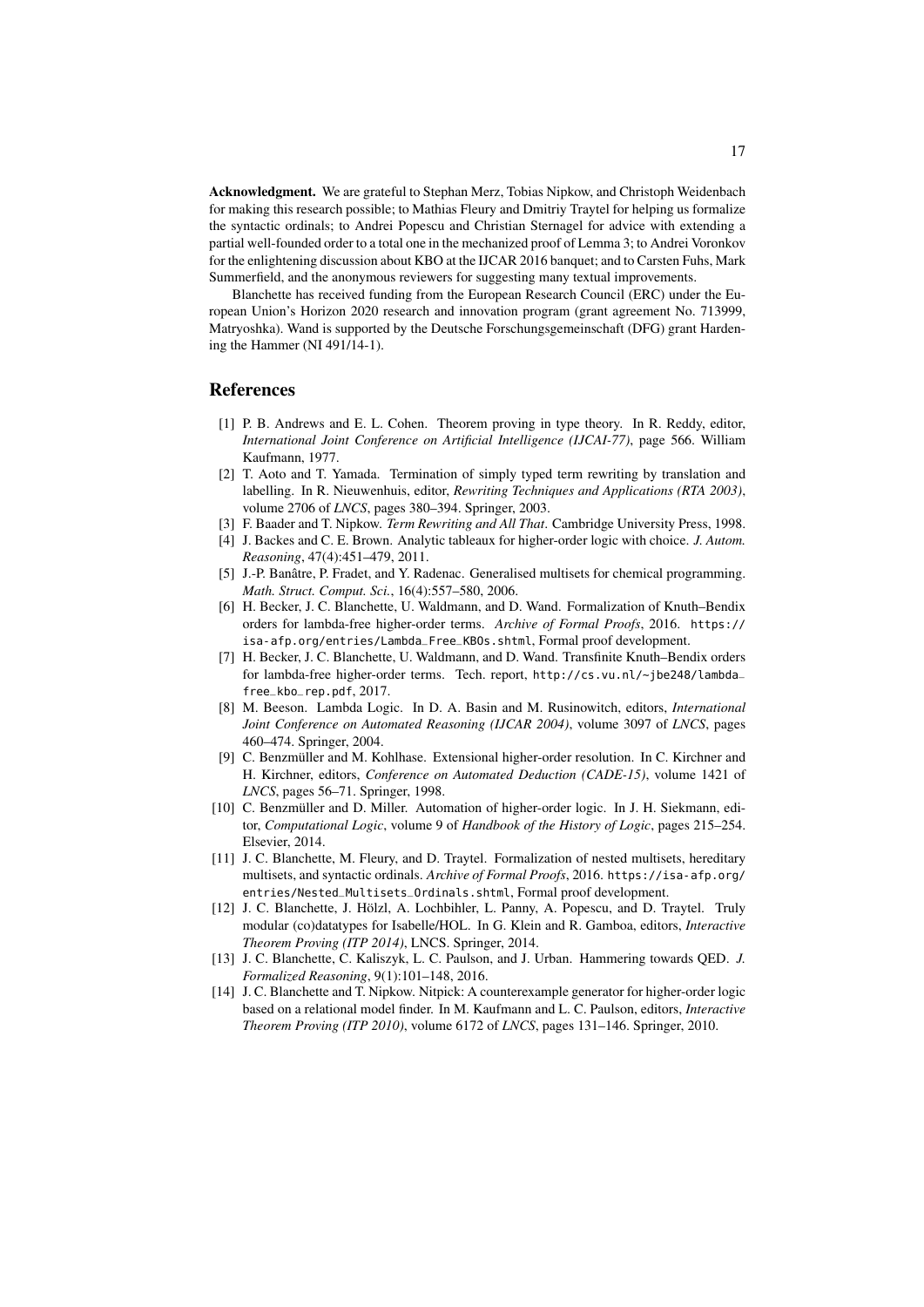**Acknowledgment.** We are grateful to Stephan Merz, Tobias Nipkow, and Christoph Weidenbach for making this research possible; to Mathias Fleury and Dmitriy Traytel for helping us formalize the syntactic ordinals; to Andrei Popescu and Christian Sternagel for advice with extending a partial well-founded order to a total one in the mechanized proof of Lemma 3; to Andrei Voronkov for the enlightening discussion about KBO at the IJCAR 2016 banquet; and to Carsten Fuhs, Mark Summerfield, and the anonymous reviewers for suggesting many textual improvements.

Blanchette has received funding from the European Research Council (ERC) under the European Union's Horizon 2020 research and innovation program (grant agreement No. 713999, Matryoshka). Wand is supported by the Deutsche Forschungsgemeinschaft (DFG) grant Hardening the Hammer (NI 491/14-1).

## References

[1] P. B. Andrews and E. L. Cohen. Theorem proving in type theory. In R. Reddy, editor, *International Joint Conference on Artificial Intelligence (IJCAI-77)*, page 566. William Kaufmann, 1977.

[2] T. Aoto and T. Yamada. Termination of simply typed term rewriting by translation and labelling. In R. Nieuwenhuis, editor, *Rewriting Techniques and Applications (RTA 2003)*, volume 2706 of *LNCS*, pages 380–394. Springer, 2003.

[3] F. Baader and T. Nipkow. *Term Rewriting and All That*. Cambridge University Press, 1998.

[4] J. Backes and C. E. Brown. Analytic tableaux for higher-order logic with choice. *J. Autom. Reasoning*, 47(4):451–479, 2011.

[5] J.-P. Banâtre, P. Fradet, and Y. Radenac. Generalised multisets for chemical programming. *Math. Struct. Comput. Sci.*, 16(4):557–580, 2006.

[6] H. Becker, J. C. Blanchette, U. Waldmann, and D. Wand. Formalization of Knuth–Bendix orders for lambda-free higher-order terms. *Archive of Formal Proofs*, 2016. `https://isa-afp.org/entries/Lambda_Free_KBOs.shtml`, Formal proof development.

[7] H. Becker, J. C. Blanchette, U. Waldmann, and D. Wand. Transfinite Knuth–Bendix orders for lambda-free higher-order terms. Tech. report, `http://cs.vu.nl/~jbe248/lambda_free_kbo_rep.pdf`, 2017.

[8] M. Beeson. Lambda Logic. In D. A. Basin and M. Rusinowitch, editors, *International Joint Conference on Automated Reasoning (IJCAR 2004)*, volume 3097 of *LNCS*, pages 460–474. Springer, 2004.

[9] C. Benzmüller and M. Kohlhase. Extensional higher-order resolution. In C. Kirchner and H. Kirchner, editors, *Conference on Automated Deduction (CADE-15)*, volume 1421 of *LNCS*, pages 56–71. Springer, 1998.

[10] C. Benzmüller and D. Miller. Automation of higher-order logic. In J. H. Siekmann, editor, *Computational Logic*, volume 9 of *Handbook of the History of Logic*, pages 215–254. Elsevier, 2014.

[11] J. C. Blanchette, M. Fleury, and D. Traytel. Formalization of nested multisets, hereditary multisets, and syntactic ordinals. *Archive of Formal Proofs*, 2016. `https://isa-afp.org/entries/Nested_Multisets_Ordinals.shtml`, Formal proof development.

[12] J. C. Blanchette, J. Hölzl, A. Lochbihler, L. Panny, A. Popescu, and D. Traytel. Truly modular (co)datatypes for Isabelle/HOL. In G. Klein and R. Gamboa, editors, *Interactive Theorem Proving (ITP 2014)*, LNCS. Springer, 2014.

[13] J. C. Blanchette, C. Kaliszyk, L. C. Paulson, and J. Urban. Hammering towards QED. *J. Formalized Reasoning*, 9(1):101–148, 2016.

[14] J. C. Blanchette and T. Nipkow. Nitpick: A counterexample generator for higher-order logic based on a relational model finder. In M. Kaufmann and L. C. Paulson, editors, *Interactive Theorem Proving (ITP 2010)*, volume 6172 of *LNCS*, pages 131–146. Springer, 2010.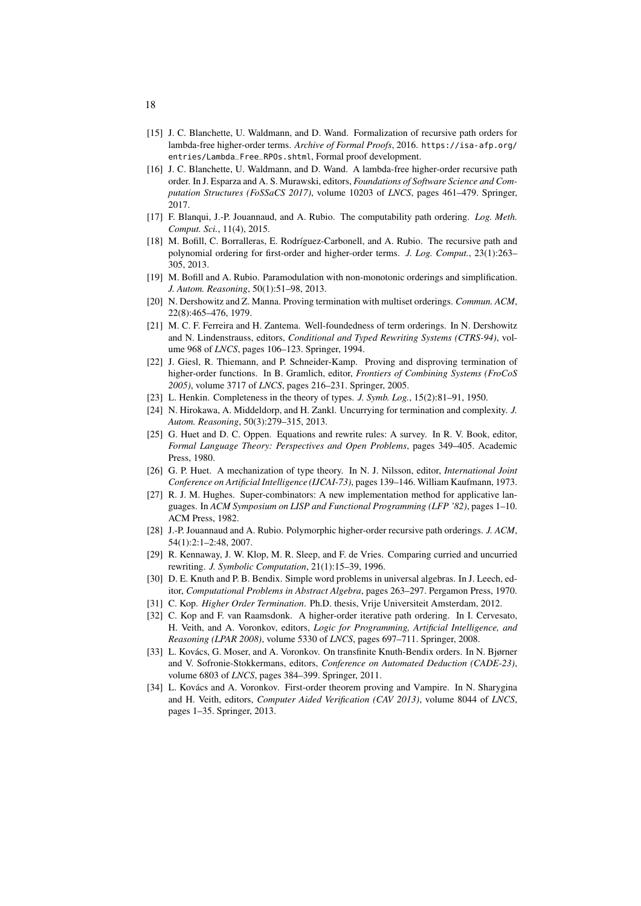[15] J. C. Blanchette, U. Waldmann, and D. Wand. Formalization of recursive path orders for lambda-free higher-order terms. *Archive of Formal Proofs*, 2016. https://isa-afp.org/entries/Lambda_Free_RPOs.shtml, Formal proof development.

[16] J. C. Blanchette, U. Waldmann, and D. Wand. A lambda-free higher-order recursive path order. In J. Esparza and A. S. Murawski, editors, *Foundations of Software Science and Computation Structures (FoSSaCS 2017)*, volume 10203 of *LNCS*, pages 461–479. Springer, 2017.

[17] F. Blanqui, J.-P. Jouannaud, and A. Rubio. The computability path ordering. *Log. Meth. Comput. Sci.*, 11(4), 2015.

[18] M. Bofill, C. Borralleras, E. Rodríguez-Carbonell, and A. Rubio. The recursive path and polynomial ordering for first-order and higher-order terms. *J. Log. Comput.*, 23(1):263–305, 2013.

[19] M. Bofill and A. Rubio. Paramodulation with non-monotonic orderings and simplification. *J. Autom. Reasoning*, 50(1):51–98, 2013.

[20] N. Dershowitz and Z. Manna. Proving termination with multiset orderings. *Commun. ACM*, 22(8):465–476, 1979.

[21] M. C. F. Ferreira and H. Zantema. Well-foundedness of term orderings. In N. Dershowitz and N. Lindenstrauss, editors, *Conditional and Typed Rewriting Systems (CTRS-94)*, volume 968 of *LNCS*, pages 106–123. Springer, 1994.

[22] J. Giesl, R. Thiemann, and P. Schneider-Kamp. Proving and disproving termination of higher-order functions. In B. Gramlich, editor, *Frontiers of Combining Systems (FroCoS 2005)*, volume 3717 of *LNCS*, pages 216–231. Springer, 2005.

[23] L. Henkin. Completeness in the theory of types. *J. Symb. Log.*, 15(2):81–91, 1950.

[24] N. Hirokawa, A. Middeldorp, and H. Zankl. Uncurrying for termination and complexity. *J. Autom. Reasoning*, 50(3):279–315, 2013.

[25] G. Huet and D. C. Oppen. Equations and rewrite rules: A survey. In R. V. Book, editor, *Formal Language Theory: Perspectives and Open Problems*, pages 349–405. Academic Press, 1980.

[26] G. P. Huet. A mechanization of type theory. In N. J. Nilsson, editor, *International Joint Conference on Artificial Intelligence (IJCAI-73)*, pages 139–146. William Kaufmann, 1973.

[27] R. J. M. Hughes. Super-combinators: A new implementation method for applicative languages. In *ACM Symposium on LISP and Functional Programming (LFP '82)*, pages 1–10. ACM Press, 1982.

[28] J.-P. Jouannaud and A. Rubio. Polymorphic higher-order recursive path orderings. *J. ACM*, 54(1):2:1–2:48, 2007.

[29] R. Kennaway, J. W. Klop, M. R. Sleep, and F. de Vries. Comparing curried and uncurried rewriting. *J. Symbolic Computation*, 21(1):15–39, 1996.

[30] D. E. Knuth and P. B. Bendix. Simple word problems in universal algebras. In J. Leech, editor, *Computational Problems in Abstract Algebra*, pages 263–297. Pergamon Press, 1970.

[31] C. Kop. *Higher Order Termination*. Ph.D. thesis, Vrije Universiteit Amsterdam, 2012.

[32] C. Kop and F. van Raamsdonk. A higher-order iterative path ordering. In I. Cervesato, H. Veith, and A. Voronkov, editors, *Logic for Programming, Artificial Intelligence, and Reasoning (LPAR 2008)*, volume 5330 of *LNCS*, pages 697–711. Springer, 2008.

[33] L. Kovács, G. Moser, and A. Voronkov. On transfinite Knuth-Bendix orders. In N. Bjørner and V. Sofronie-Stokkermans, editors, *Conference on Automated Deduction (CADE-23)*, volume 6803 of *LNCS*, pages 384–399. Springer, 2011.

[34] L. Kovács and A. Voronkov. First-order theorem proving and Vampire. In N. Sharygina and H. Veith, editors, *Computer Aided Verification (CAV 2013)*, volume 8044 of *LNCS*, pages 1–35. Springer, 2013.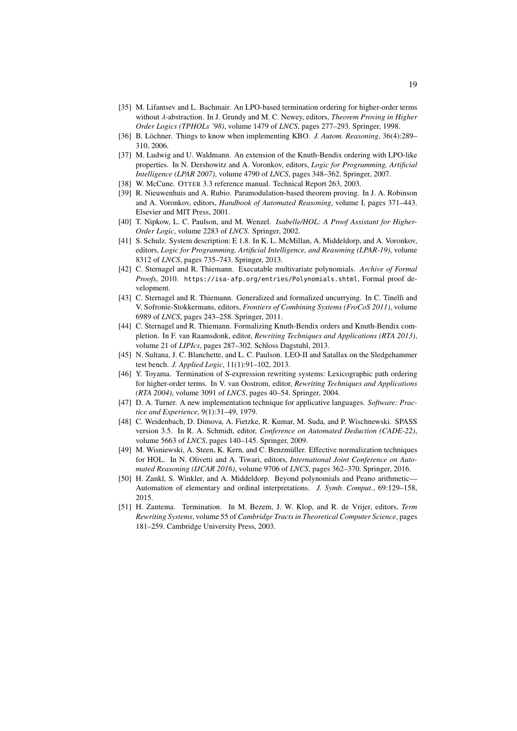[35] M. Lifantsev and L. Bachmair. An LPO-based termination ordering for higher-order terms without $\lambda$-abstraction. In J. Grundy and M. C. Newey, editors, *Theorem Proving in Higher Order Logics (TPHOLs '98)*, volume 1479 of *LNCS*, pages 277–293. Springer, 1998.

[36] B. Löchner. Things to know when implementing KBO. *J. Autom. Reasoning*, 36(4):289–310, 2006.

[37] M. Ludwig and U. Waldmann. An extension of the Knuth-Bendix ordering with LPO-like properties. In N. Dershowitz and A. Voronkov, editors, *Logic for Programming, Artificial Intelligence (LPAR 2007)*, volume 4790 of *LNCS*, pages 348–362. Springer, 2007.

[38] W. McCune. OTTER 3.3 reference manual. Technical Report 263, 2003.

[39] R. Nieuwenhuis and A. Rubio. Paramodulation-based theorem proving. In J. A. Robinson and A. Voronkov, editors, *Handbook of Automated Reasoning*, volume I, pages 371–443. Elsevier and MIT Press, 2001.

[40] T. Nipkow, L. C. Paulson, and M. Wenzel. *Isabelle/HOL: A Proof Assistant for Higher-Order Logic*, volume 2283 of *LNCS*. Springer, 2002.

[41] S. Schulz. System description: E 1.8. In K. L. McMillan, A. Middeldorp, and A. Voronkov, editors, *Logic for Programming, Artificial Intelligence, and Reasoning (LPAR-19)*, volume 8312 of *LNCS*, pages 735–743. Springer, 2013.

[42] C. Sternagel and R. Thiemann. Executable multivariate polynomials. *Archive of Formal Proofs*, 2010. https://isa-afp.org/entries/Polynomials.shtml, Formal proof development.

[43] C. Sternagel and R. Thiemann. Generalized and formalized uncurrying. In C. Tinelli and V. Sofronie-Stokkermans, editors, *Frontiers of Combining Systems (FroCoS 2011)*, volume 6989 of *LNCS*, pages 243–258. Springer, 2011.

[44] C. Sternagel and R. Thiemann. Formalizing Knuth-Bendix orders and Knuth-Bendix completion. In F. van Raamsdonk, editor, *Rewriting Techniques and Applications (RTA 2013)*, volume 21 of *LIPIcs*, pages 287–302. Schloss Dagstuhl, 2013.

[45] N. Sultana, J. C. Blanchette, and L. C. Paulson. LEO-II and Satallax on the Sledgehammer test bench. *J. Applied Logic*, 11(1):91–102, 2013.

[46] Y. Toyama. Termination of S-expression rewriting systems: Lexicographic path ordering for higher-order terms. In V. van Oostrom, editor, *Rewriting Techniques and Applications (RTA 2004)*, volume 3091 of *LNCS*, pages 40–54. Springer, 2004.

[47] D. A. Turner. A new implementation technique for applicative languages. *Software: Practice and Experience*, 9(1):31–49, 1979.

[48] C. Weidenbach, D. Dimova, A. Fietzke, R. Kumar, M. Suda, and P. Wischnewski. SPASS version 3.5. In R. A. Schmidt, editor, *Conference on Automated Deduction (CADE-22)*, volume 5663 of *LNCS*, pages 140–145. Springer, 2009.

[49] M. Wisniewski, A. Steen, K. Kern, and C. Benzmüller. Effective normalization techniques for HOL. In N. Olivetti and A. Tiwari, editors, *International Joint Conference on Automated Reasoning (IJCAR 2016)*, volume 9706 of *LNCS*, pages 362–370. Springer, 2016.

[50] H. Zankl, S. Winkler, and A. Middeldorp. Beyond polynomials and Peano arithmetic—Automation of elementary and ordinal interpretations. *J. Symb. Comput.*, 69:129–158, 2015.

[51] H. Zantema. Termination. In M. Bezem, J. W. Klop, and R. de Vrijer, editors, *Term Rewriting Systems*, volume 55 of *Cambridge Tracts in Theoretical Computer Science*, pages 181–259. Cambridge University Press, 2003.